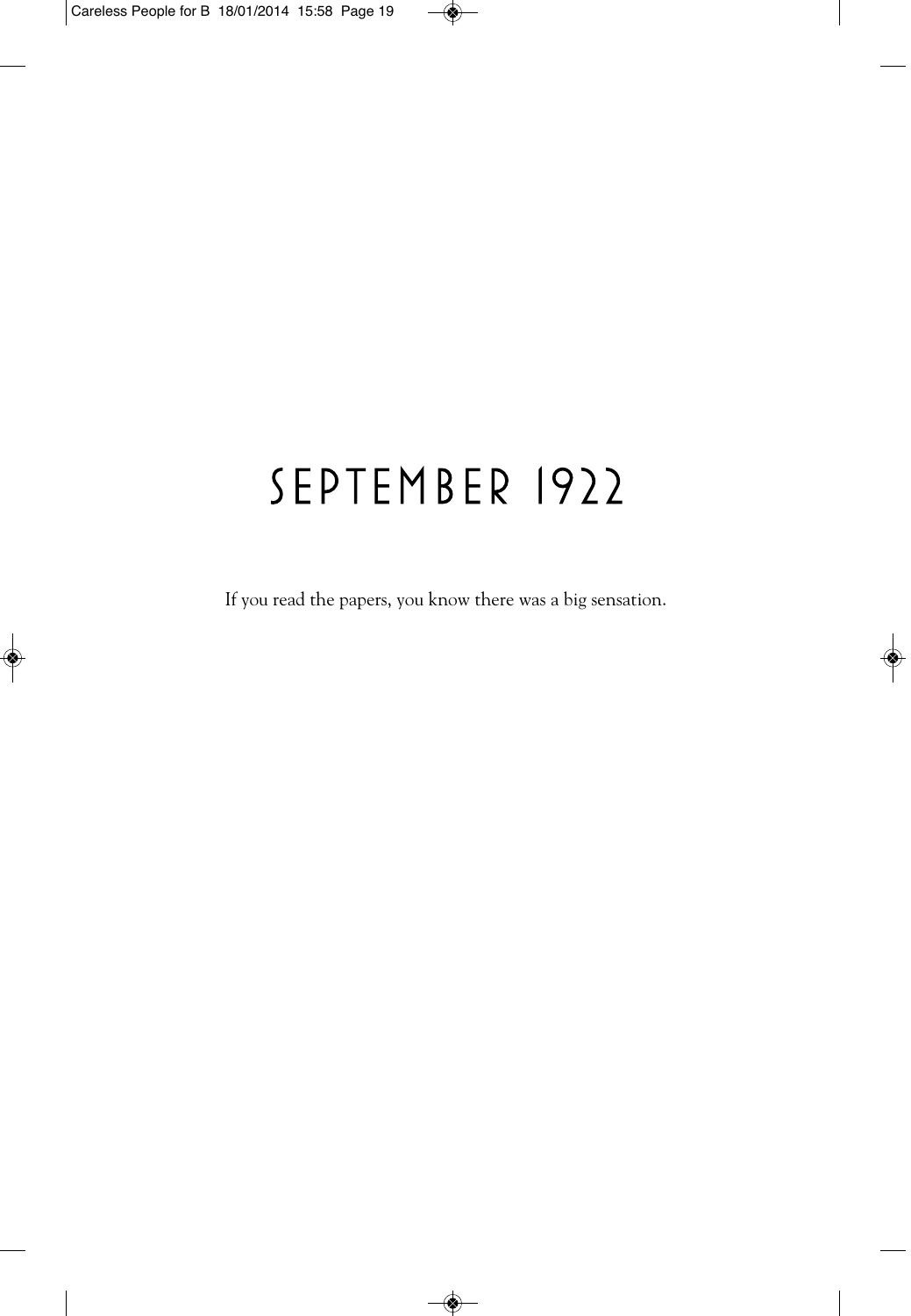# SEPTEMBER 1922

If you read the papers, you know there was a big sensation.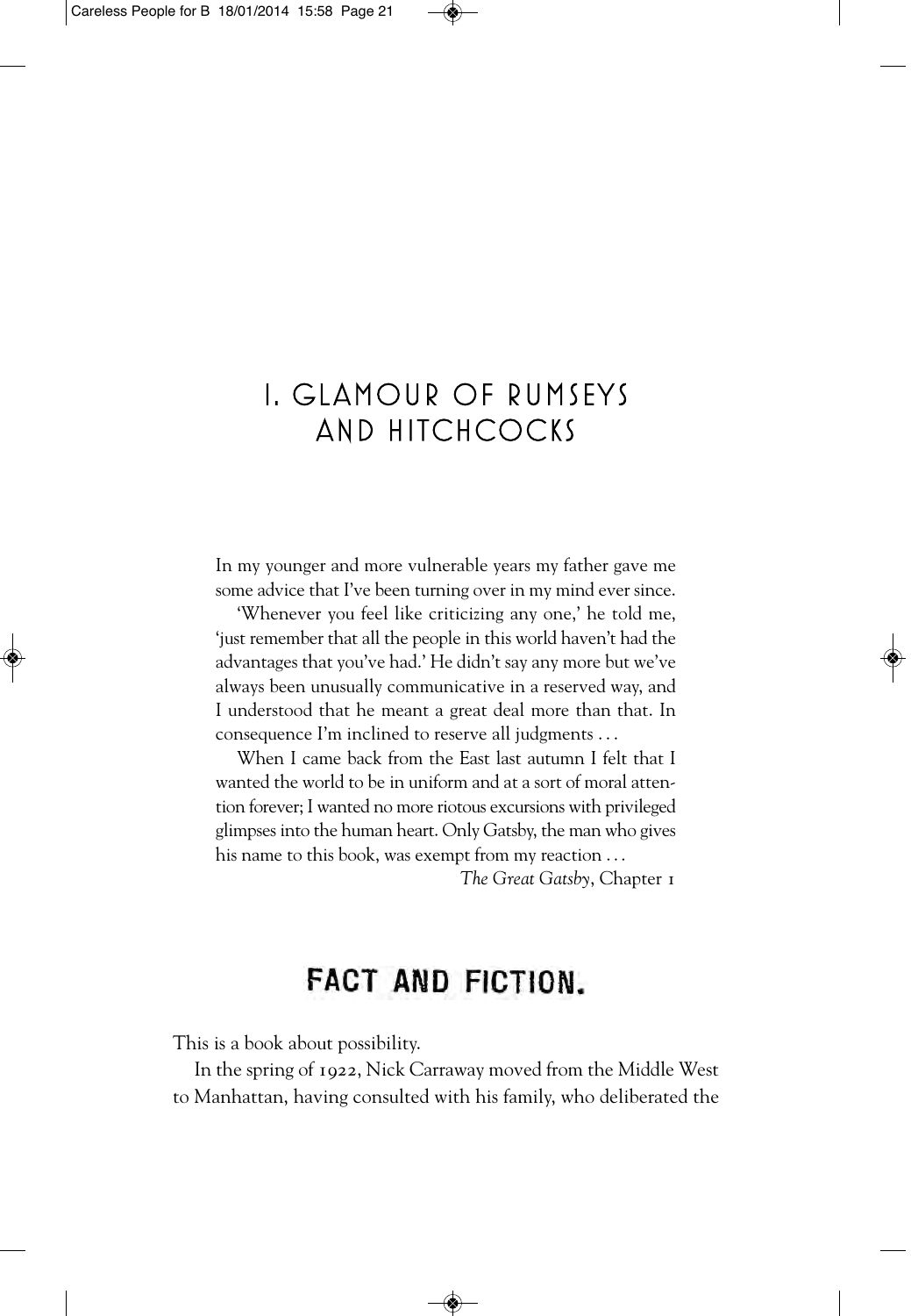# I. GLAMOUR OF RUMSEYS AND HITCHCOCKS

> In my younger and more vulnerable years my father gave me some advice that I've been turning over in my mind ever since.
>
> 'Whenever you feel like criticizing any one,' he told me, 'just remember that all the people in this world haven't had the advantages that you've had.' He didn't say any more but we've always been unusually communicative in a reserved way, and I understood that he meant a great deal more than that. In consequence I'm inclined to reserve all judgments . . .
>
> When I came back from the East last autumn I felt that I wanted the world to be in uniform and at a sort of moral attention forever; I wanted no more riotous excursions with privileged glimpses into the human heart. Only Gatsby, the man who gives his name to this book, was exempt from my reaction . . .
>
> *The Great Gatsby*, Chapter 1

## FACT AND FICTION.

This is a book about possibility.

In the spring of 1922, Nick Carraway moved from the Middle West to Manhattan, having consulted with his family, who deliberated the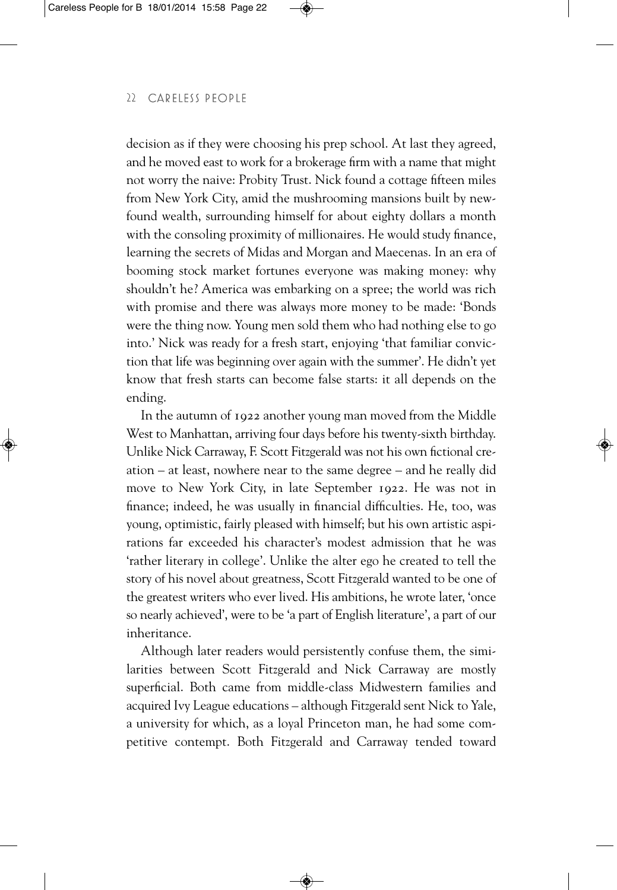decision as if they were choosing his prep school. At last they agreed, and he moved east to work for a brokerage firm with a name that might not worry the naive: Probity Trust. Nick found a cottage fifteen miles from New York City, amid the mushrooming mansions built by new-found wealth, surrounding himself for about eighty dollars a month with the consoling proximity of millionaires. He would study finance, learning the secrets of Midas and Morgan and Maecenas. In an era of booming stock market fortunes everyone was making money: why shouldn't he? America was embarking on a spree; the world was rich with promise and there was always more money to be made: 'Bonds were the thing now. Young men sold them who had nothing else to go into.' Nick was ready for a fresh start, enjoying 'that familiar conviction that life was beginning over again with the summer'. He didn't yet know that fresh starts can become false starts: it all depends on the ending.

In the autumn of 1922 another young man moved from the Middle West to Manhattan, arriving four days before his twenty-sixth birthday. Unlike Nick Carraway, F. Scott Fitzgerald was not his own fictional creation – at least, nowhere near to the same degree – and he really did move to New York City, in late September 1922. He was not in finance; indeed, he was usually in financial difficulties. He, too, was young, optimistic, fairly pleased with himself; but his own artistic aspirations far exceeded his character's modest admission that he was 'rather literary in college'. Unlike the alter ego he created to tell the story of his novel about greatness, Scott Fitzgerald wanted to be one of the greatest writers who ever lived. His ambitions, he wrote later, 'once so nearly achieved', were to be 'a part of English literature', a part of our inheritance.

Although later readers would persistently confuse them, the similarities between Scott Fitzgerald and Nick Carraway are mostly superficial. Both came from middle-class Midwestern families and acquired Ivy League educations – although Fitzgerald sent Nick to Yale, a university for which, as a loyal Princeton man, he had some competitive contempt. Both Fitzgerald and Carraway tended toward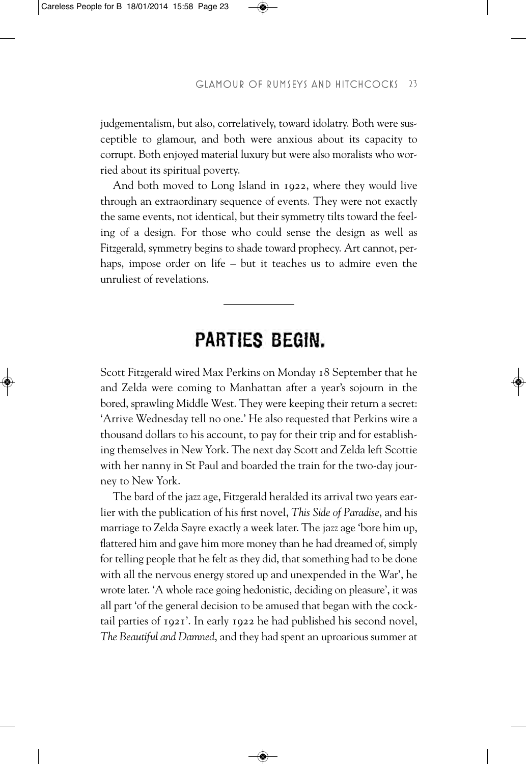judgementalism, but also, correlatively, toward idolatry. Both were susceptible to glamour, and both were anxious about its capacity to corrupt. Both enjoyed material luxury but were also moralists who worried about its spiritual poverty.

And both moved to Long Island in 1922, where they would live through an extraordinary sequence of events. They were not exactly the same events, not identical, but their symmetry tilts toward the feeling of a design. For those who could sense the design as well as Fitzgerald, symmetry begins to shade toward prophecy. Art cannot, perhaps, impose order on life – but it teaches us to admire even the unruliest of revelations.

---

## PARTIES BEGIN.

Scott Fitzgerald wired Max Perkins on Monday 18 September that he and Zelda were coming to Manhattan after a year's sojourn in the bored, sprawling Middle West. They were keeping their return a secret: 'Arrive Wednesday tell no one.' He also requested that Perkins wire a thousand dollars to his account, to pay for their trip and for establishing themselves in New York. The next day Scott and Zelda left Scottie with her nanny in St Paul and boarded the train for the two-day journey to New York.

The bard of the jazz age, Fitzgerald heralded its arrival two years earlier with the publication of his first novel, *This Side of Paradise*, and his marriage to Zelda Sayre exactly a week later. The jazz age 'bore him up, flattered him and gave him more money than he had dreamed of, simply for telling people that he felt as they did, that something had to be done with all the nervous energy stored up and unexpended in the War', he wrote later. 'A whole race going hedonistic, deciding on pleasure', it was all part 'of the general decision to be amused that began with the cocktail parties of 1921'. In early 1922 he had published his second novel, *The Beautiful and Damned*, and they had spent an uproarious summer at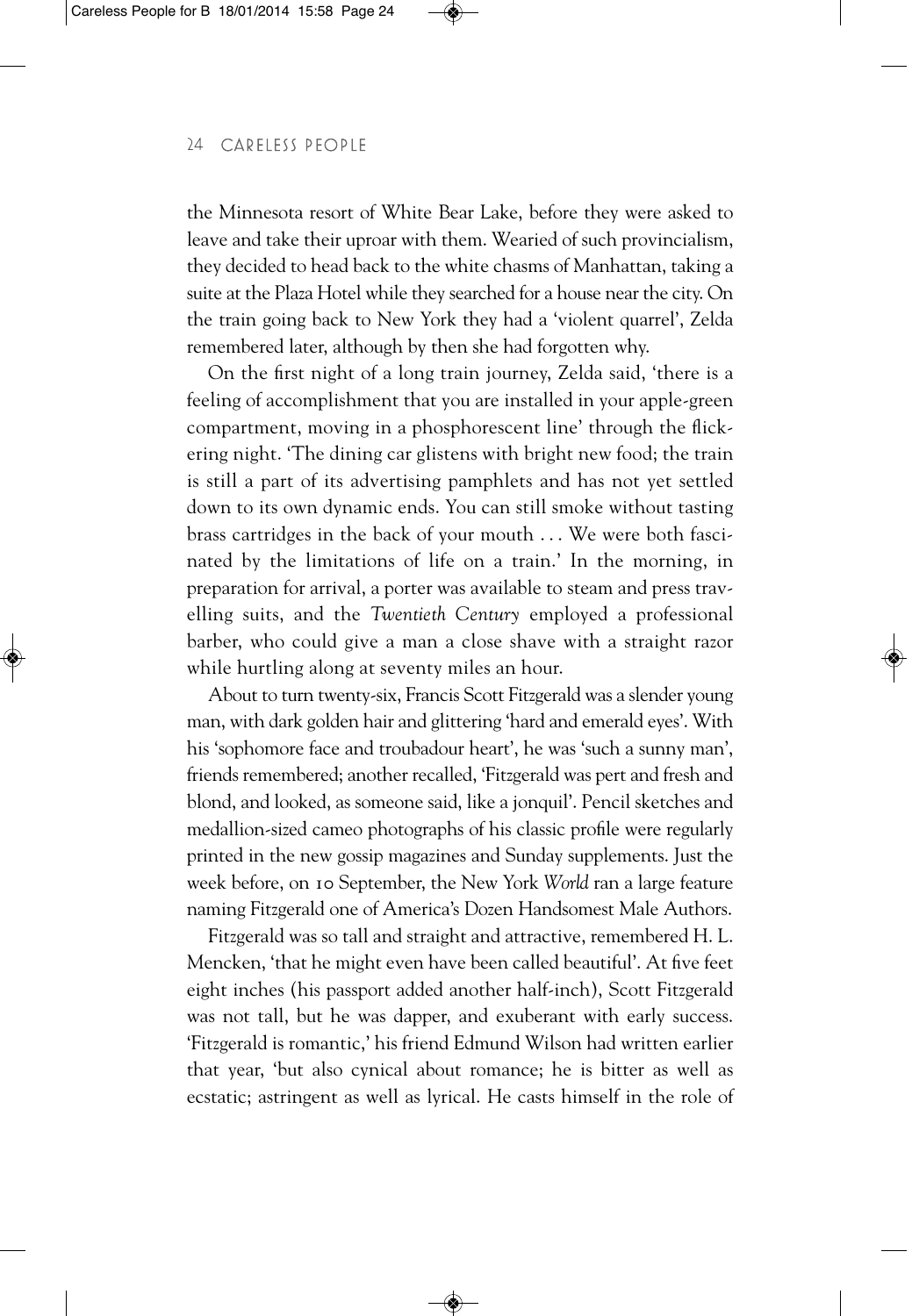the Minnesota resort of White Bear Lake, before they were asked to leave and take their uproar with them. Wearied of such provincialism, they decided to head back to the white chasms of Manhattan, taking a suite at the Plaza Hotel while they searched for a house near the city. On the train going back to New York they had a 'violent quarrel', Zelda remembered later, although by then she had forgotten why.

On the first night of a long train journey, Zelda said, 'there is a feeling of accomplishment that you are installed in your apple-green compartment, moving in a phosphorescent line' through the flickering night. 'The dining car glistens with bright new food; the train is still a part of its advertising pamphlets and has not yet settled down to its own dynamic ends. You can still smoke without tasting brass cartridges in the back of your mouth . . . We were both fascinated by the limitations of life on a train.' In the morning, in preparation for arrival, a porter was available to steam and press travelling suits, and the *Twentieth Century* employed a professional barber, who could give a man a close shave with a straight razor while hurtling along at seventy miles an hour.

About to turn twenty-six, Francis Scott Fitzgerald was a slender young man, with dark golden hair and glittering 'hard and emerald eyes'. With his 'sophomore face and troubadour heart', he was 'such a sunny man', friends remembered; another recalled, 'Fitzgerald was pert and fresh and blond, and looked, as someone said, like a jonquil'. Pencil sketches and medallion-sized cameo photographs of his classic profile were regularly printed in the new gossip magazines and Sunday supplements. Just the week before, on 10 September, the New York *World* ran a large feature naming Fitzgerald one of America's Dozen Handsomest Male Authors.

Fitzgerald was so tall and straight and attractive, remembered H. L. Mencken, 'that he might even have been called beautiful'. At five feet eight inches (his passport added another half-inch), Scott Fitzgerald was not tall, but he was dapper, and exuberant with early success. 'Fitzgerald is romantic,' his friend Edmund Wilson had written earlier that year, 'but also cynical about romance; he is bitter as well as ecstatic; astringent as well as lyrical. He casts himself in the role of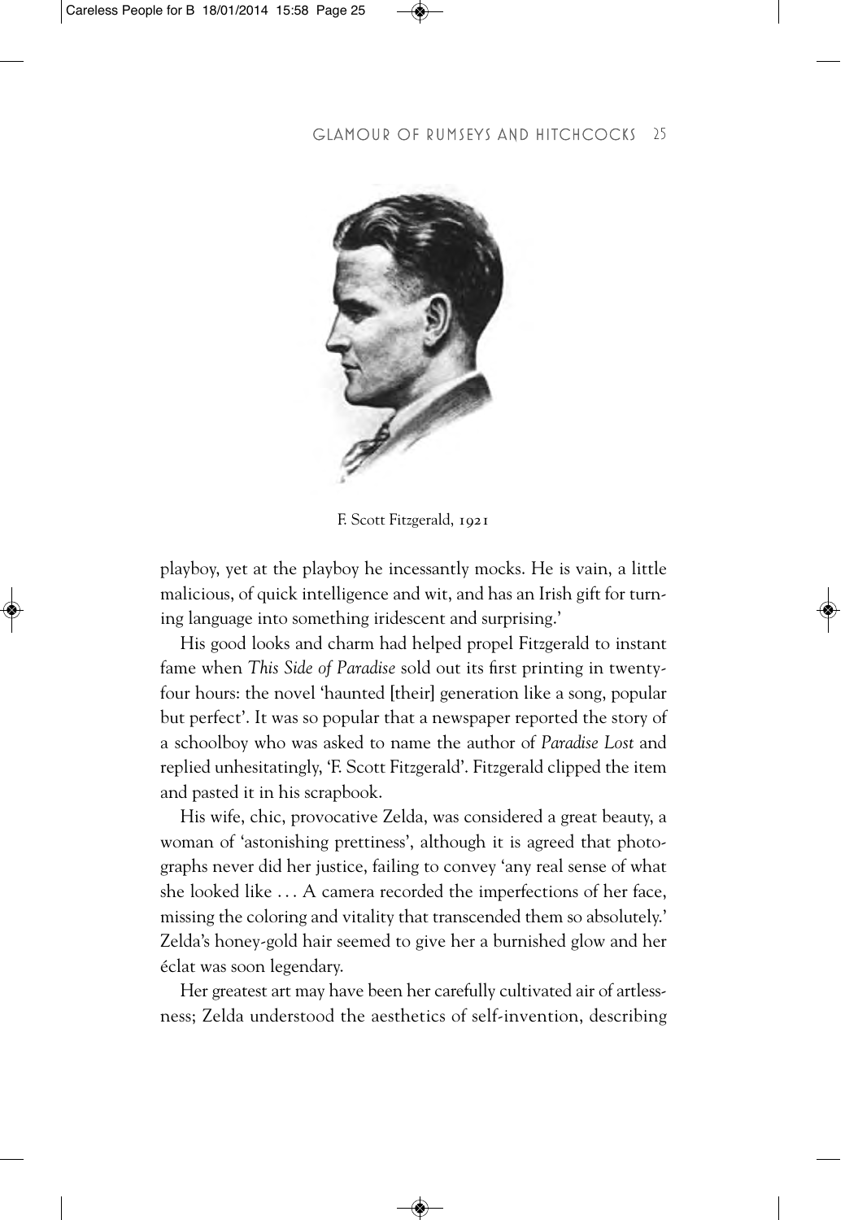F. Scott Fitzgerald, 1921

playboy, yet at the playboy he incessantly mocks. He is vain, a little malicious, of quick intelligence and wit, and has an Irish gift for turning language into something iridescent and surprising.'

His good looks and charm had helped propel Fitzgerald to instant fame when *This Side of Paradise* sold out its first printing in twenty-four hours: the novel 'haunted [their] generation like a song, popular but perfect'. It was so popular that a newspaper reported the story of a schoolboy who was asked to name the author of *Paradise Lost* and replied unhesitatingly, 'F. Scott Fitzgerald'. Fitzgerald clipped the item and pasted it in his scrapbook.

His wife, chic, provocative Zelda, was considered a great beauty, a woman of 'astonishing prettiness', although it is agreed that photographs never did her justice, failing to convey 'any real sense of what she looked like . . . A camera recorded the imperfections of her face, missing the coloring and vitality that transcended them so absolutely.' Zelda's honey-gold hair seemed to give her a burnished glow and her éclat was soon legendary.

Her greatest art may have been her carefully cultivated air of artlessness; Zelda understood the aesthetics of self-invention, describing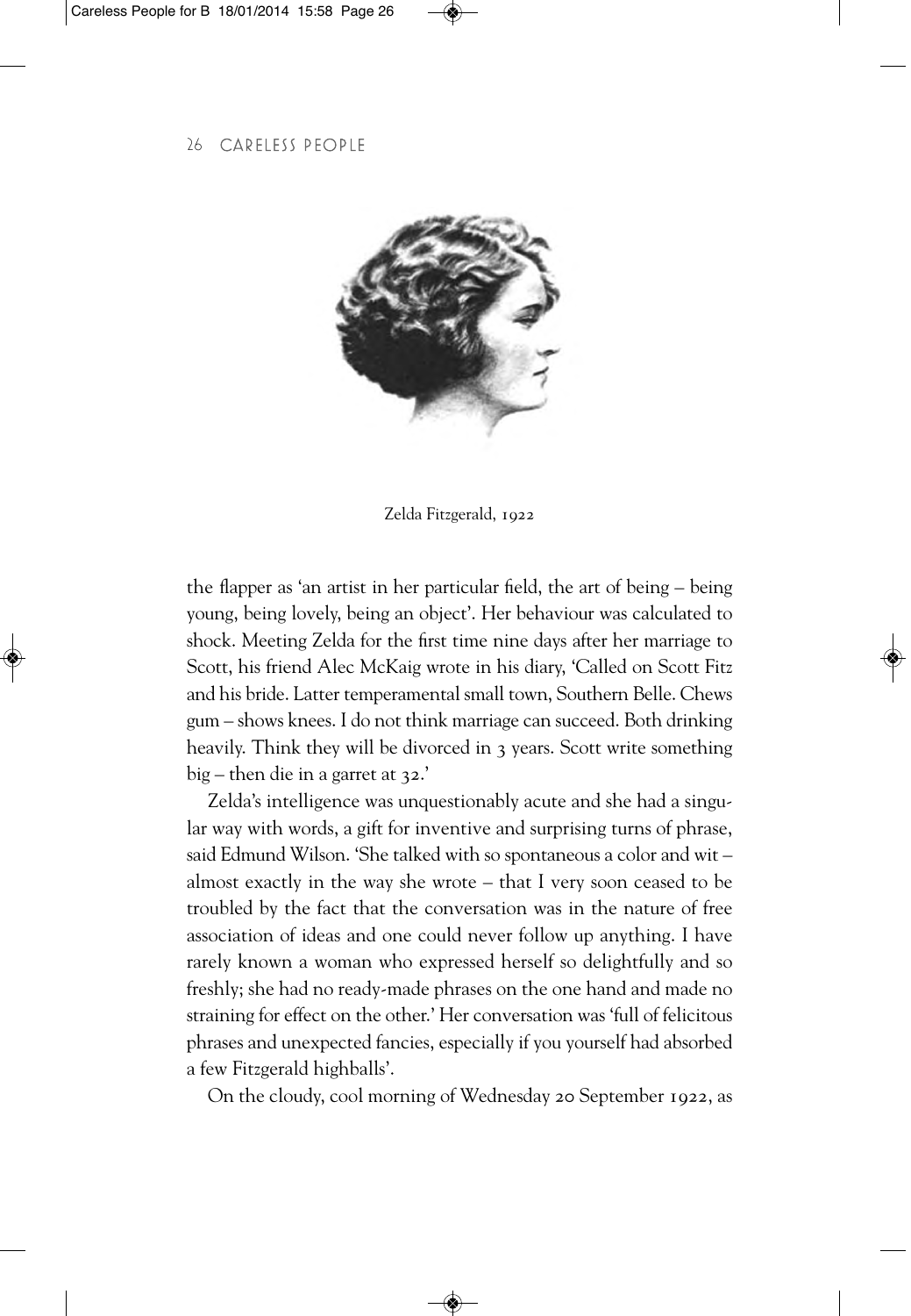Zelda Fitzgerald, 1922

the flapper as 'an artist in her particular field, the art of being – being young, being lovely, being an object'. Her behaviour was calculated to shock. Meeting Zelda for the first time nine days after her marriage to Scott, his friend Alec McKaig wrote in his diary, 'Called on Scott Fitz and his bride. Latter temperamental small town, Southern Belle. Chews gum – shows knees. I do not think marriage can succeed. Both drinking heavily. Think they will be divorced in 3 years. Scott write something big – then die in a garret at 32.'

Zelda's intelligence was unquestionably acute and she had a singular way with words, a gift for inventive and surprising turns of phrase, said Edmund Wilson. 'She talked with so spontaneous a color and wit – almost exactly in the way she wrote – that I very soon ceased to be troubled by the fact that the conversation was in the nature of free association of ideas and one could never follow up anything. I have rarely known a woman who expressed herself so delightfully and so freshly; she had no ready-made phrases on the one hand and made no straining for effect on the other.' Her conversation was 'full of felicitous phrases and unexpected fancies, especially if you yourself had absorbed a few Fitzgerald highballs'.

On the cloudy, cool morning of Wednesday 20 September 1922, as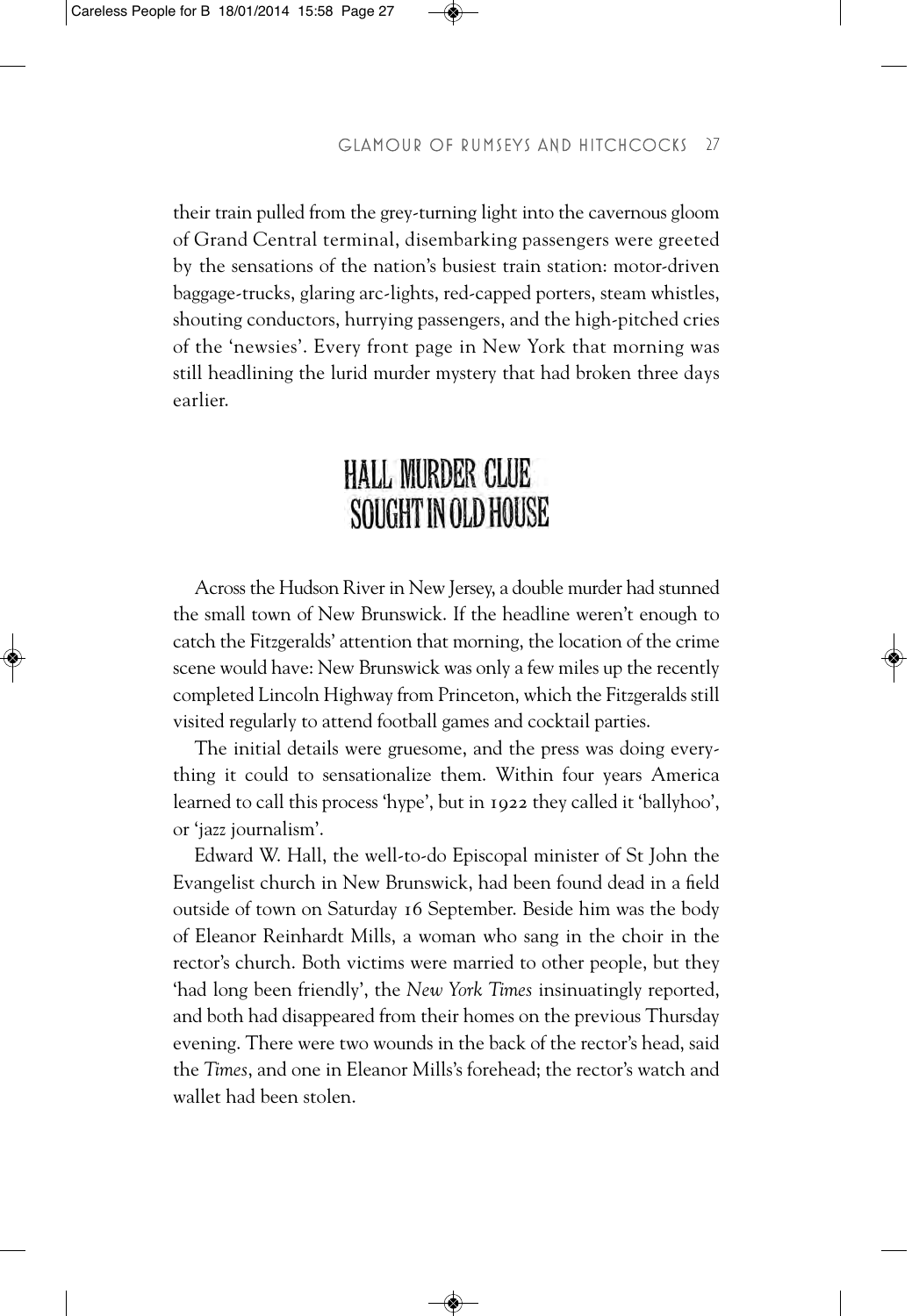their train pulled from the grey-turning light into the cavernous gloom of Grand Central terminal, disembarking passengers were greeted by the sensations of the nation's busiest train station: motor-driven baggage-trucks, glaring arc-lights, red-capped porters, steam whistles, shouting conductors, hurrying passengers, and the high-pitched cries of the 'newsies'. Every front page in New York that morning was still headlining the lurid murder mystery that had broken three days earlier.

**HALL MURDER CLUE SOUGHT IN OLD HOUSE**

Across the Hudson River in New Jersey, a double murder had stunned the small town of New Brunswick. If the headline weren't enough to catch the Fitzgeralds' attention that morning, the location of the crime scene would have: New Brunswick was only a few miles up the recently completed Lincoln Highway from Princeton, which the Fitzgeralds still visited regularly to attend football games and cocktail parties.

The initial details were gruesome, and the press was doing everything it could to sensationalize them. Within four years America learned to call this process 'hype', but in 1922 they called it 'ballyhoo', or 'jazz journalism'.

Edward W. Hall, the well-to-do Episcopal minister of St John the Evangelist church in New Brunswick, had been found dead in a field outside of town on Saturday 16 September. Beside him was the body of Eleanor Reinhardt Mills, a woman who sang in the choir in the rector's church. Both victims were married to other people, but they 'had long been friendly', the *New York Times* insinuatingly reported, and both had disappeared from their homes on the previous Thursday evening. There were two wounds in the back of the rector's head, said the *Times*, and one in Eleanor Mills's forehead; the rector's watch and wallet had been stolen.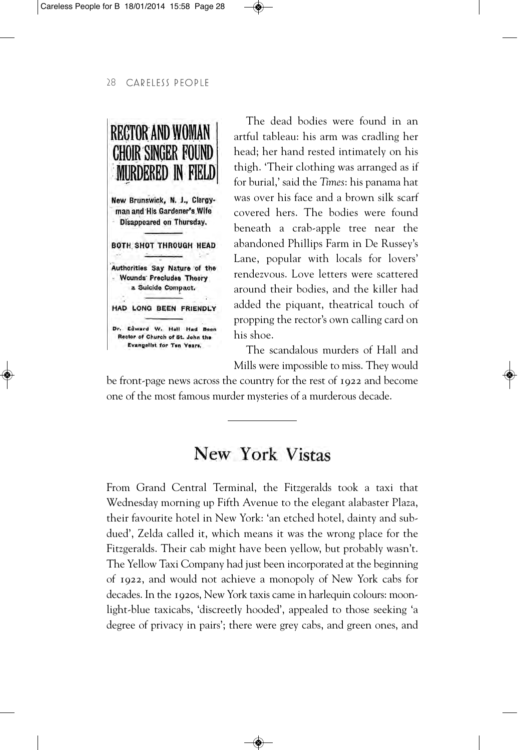**RECTOR AND WOMAN CHOIR SINGER FOUND MURDERED IN FIELD**

New Brunswick, N. J., Clergyman and His Gardener's Wife Disappeared on Thursday.

BOTH SHOT THROUGH HEAD

Authorities Say Nature of the Wounds Precludes Theory a Suicide Compact.

HAD LONG BEEN FRIENDLY

Dr. Edward W. Hall Had Been Rector of Church of St. John the Evangelist for Ten Years.

The dead bodies were found in an artful tableau: his arm was cradling her head; her hand rested intimately on his thigh. 'Their clothing was arranged as if for burial,' said the *Times*: his panama hat was over his face and a brown silk scarf covered hers. The bodies were found beneath a crab-apple tree near the abandoned Phillips Farm in De Russey's Lane, popular with locals for lovers' rendezvous. Love letters were scattered around their bodies, and the killer had added the piquant, theatrical touch of propping the rector's own calling card on his shoe.

The scandalous murders of Hall and Mills were impossible to miss. They would be front-page news across the country for the rest of 1922 and become one of the most famous murder mysteries of a murderous decade.

---

## New York Vistas

From Grand Central Terminal, the Fitzgeralds took a taxi that Wednesday morning up Fifth Avenue to the elegant alabaster Plaza, their favourite hotel in New York: 'an etched hotel, dainty and subdued', Zelda called it, which means it was the wrong place for the Fitzgeralds. Their cab might have been yellow, but probably wasn't. The Yellow Taxi Company had just been incorporated at the beginning of 1922, and would not achieve a monopoly of New York cabs for decades. In the 1920s, New York taxis came in harlequin colours: moonlight-blue taxicabs, 'discreetly hooded', appealed to those seeking 'a degree of privacy in pairs'; there were grey cabs, and green ones, and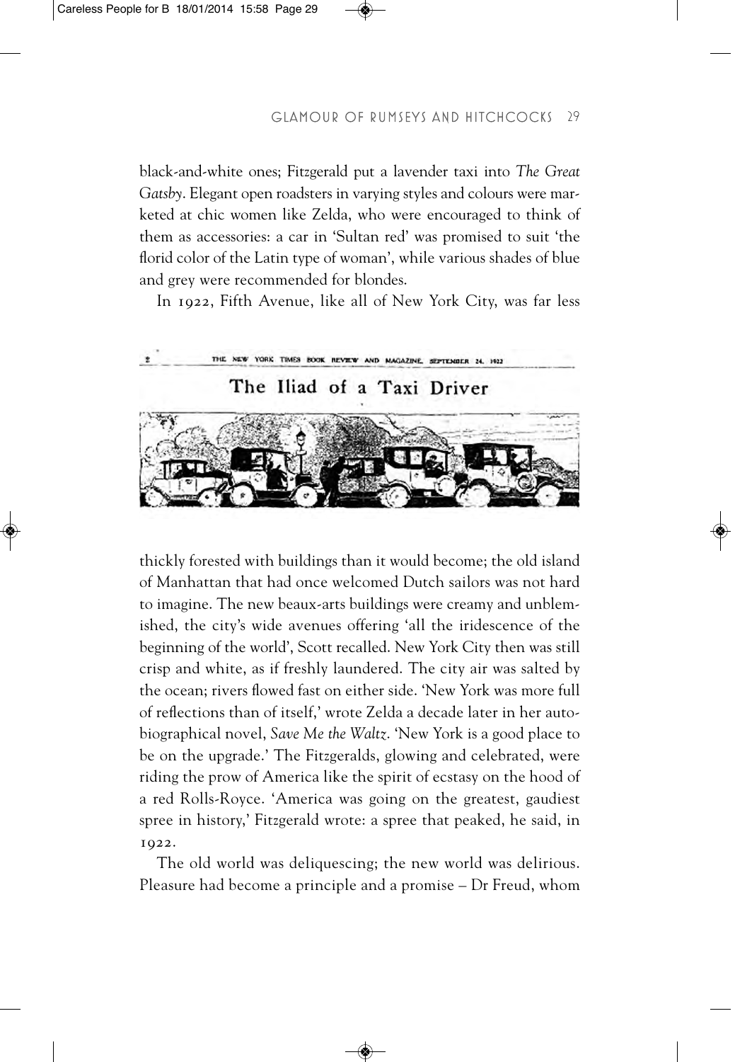black-and-white ones; Fitzgerald put a lavender taxi into *The Great Gatsby*. Elegant open roadsters in varying styles and colours were marketed at chic women like Zelda, who were encouraged to think of them as accessories: a car in 'Sultan red' was promised to suit 'the florid color of the Latin type of woman', while various shades of blue and grey were recommended for blondes.

In 1922, Fifth Avenue, like all of New York City, was far less thickly forested with buildings than it would become; the old island of Manhattan that had once welcomed Dutch sailors was not hard to imagine. The new beaux-arts buildings were creamy and unblemished, the city's wide avenues offering 'all the iridescence of the beginning of the world', Scott recalled. New York City then was still crisp and white, as if freshly laundered. The city air was salted by the ocean; rivers flowed fast on either side. 'New York was more full of reflections than of itself,' wrote Zelda a decade later in her autobiographical novel, *Save Me the Waltz*. 'New York is a good place to be on the upgrade.' The Fitzgeralds, glowing and celebrated, were riding the prow of America like the spirit of ecstasy on the hood of a red Rolls-Royce. 'America was going on the greatest, gaudiest spree in history,' Fitzgerald wrote: a spree that peaked, he said, in 1922.

The old world was deliquescing; the new world was delirious. Pleasure had become a principle and a promise – Dr Freud, whom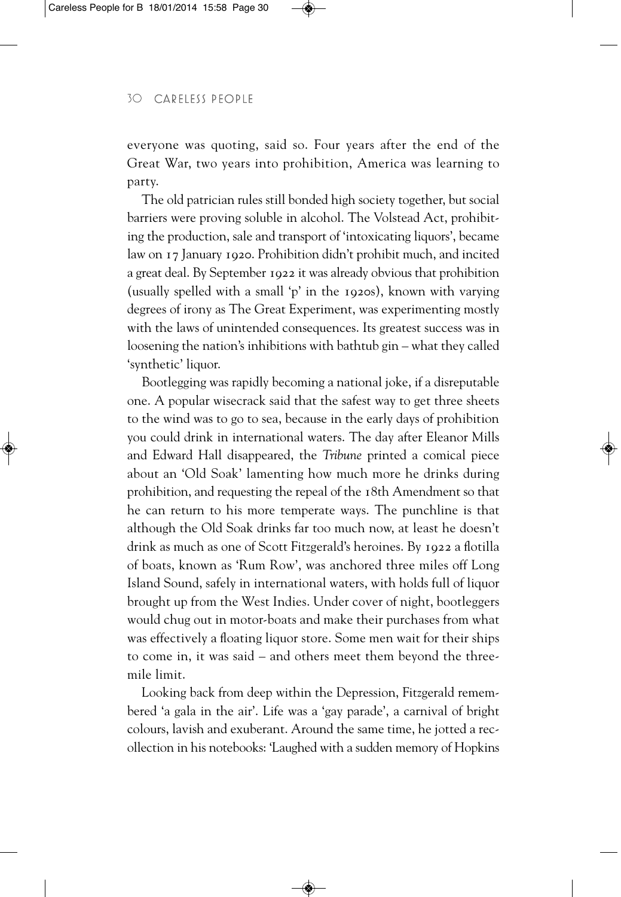everyone was quoting, said so. Four years after the end of the Great War, two years into prohibition, America was learning to party.

The old patrician rules still bonded high society together, but social barriers were proving soluble in alcohol. The Volstead Act, prohibiting the production, sale and transport of 'intoxicating liquors', became law on 17 January 1920. Prohibition didn't prohibit much, and incited a great deal. By September 1922 it was already obvious that prohibition (usually spelled with a small 'p' in the 1920s), known with varying degrees of irony as The Great Experiment, was experimenting mostly with the laws of unintended consequences. Its greatest success was in loosening the nation's inhibitions with bathtub gin – what they called 'synthetic' liquor.

Bootlegging was rapidly becoming a national joke, if a disreputable one. A popular wisecrack said that the safest way to get three sheets to the wind was to go to sea, because in the early days of prohibition you could drink in international waters. The day after Eleanor Mills and Edward Hall disappeared, the *Tribune* printed a comical piece about an 'Old Soak' lamenting how much more he drinks during prohibition, and requesting the repeal of the 18th Amendment so that he can return to his more temperate ways. The punchline is that although the Old Soak drinks far too much now, at least he doesn't drink as much as one of Scott Fitzgerald's heroines. By 1922 a flotilla of boats, known as 'Rum Row', was anchored three miles off Long Island Sound, safely in international waters, with holds full of liquor brought up from the West Indies. Under cover of night, bootleggers would chug out in motor-boats and make their purchases from what was effectively a floating liquor store. Some men wait for their ships to come in, it was said – and others meet them beyond the three-mile limit.

Looking back from deep within the Depression, Fitzgerald remembered 'a gala in the air'. Life was a 'gay parade', a carnival of bright colours, lavish and exuberant. Around the same time, he jotted a recollection in his notebooks: 'Laughed with a sudden memory of Hopkins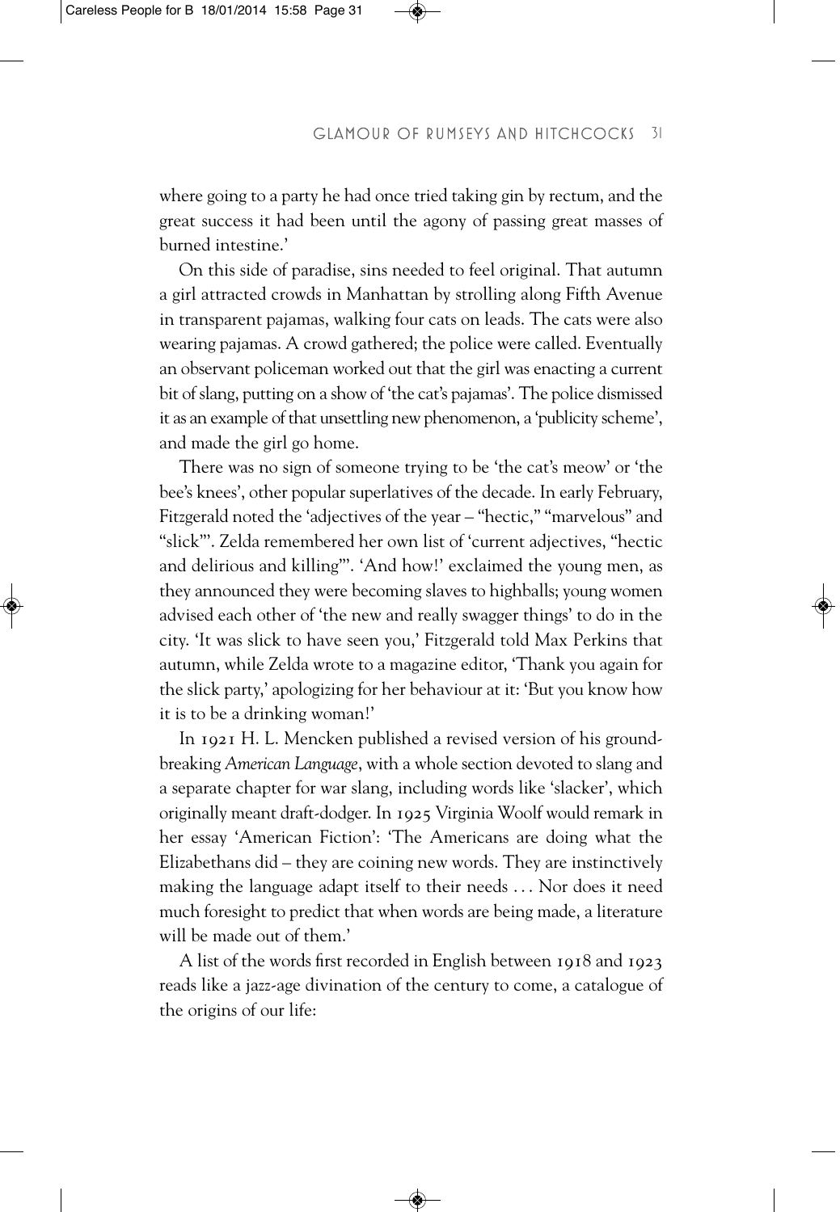where going to a party he had once tried taking gin by rectum, and the great success it had been until the agony of passing great masses of burned intestine.'

On this side of paradise, sins needed to feel original. That autumn a girl attracted crowds in Manhattan by strolling along Fifth Avenue in transparent pajamas, walking four cats on leads. The cats were also wearing pajamas. A crowd gathered; the police were called. Eventually an observant policeman worked out that the girl was enacting a current bit of slang, putting on a show of 'the cat's pajamas'. The police dismissed it as an example of that unsettling new phenomenon, a 'publicity scheme', and made the girl go home.

There was no sign of someone trying to be 'the cat's meow' or 'the bee's knees', other popular superlatives of the decade. In early February, Fitzgerald noted the 'adjectives of the year – "hectic," "marvelous" and "slick"'. Zelda remembered her own list of 'current adjectives, "hectic and delirious and killing"'. 'And how!' exclaimed the young men, as they announced they were becoming slaves to highballs; young women advised each other of 'the new and really swagger things' to do in the city. 'It was slick to have seen you,' Fitzgerald told Max Perkins that autumn, while Zelda wrote to a magazine editor, 'Thank you again for the slick party,' apologizing for her behaviour at it: 'But you know how it is to be a drinking woman!'

In 1921 H. L. Mencken published a revised version of his ground-breaking *American Language*, with a whole section devoted to slang and a separate chapter for war slang, including words like 'slacker', which originally meant draft-dodger. In 1925 Virginia Woolf would remark in her essay 'American Fiction': 'The Americans are doing what the Elizabethans did – they are coining new words. They are instinctively making the language adapt itself to their needs . . . Nor does it need much foresight to predict that when words are being made, a literature will be made out of them.'

A list of the words first recorded in English between 1918 and 1923 reads like a jazz-age divination of the century to come, a catalogue of the origins of our life: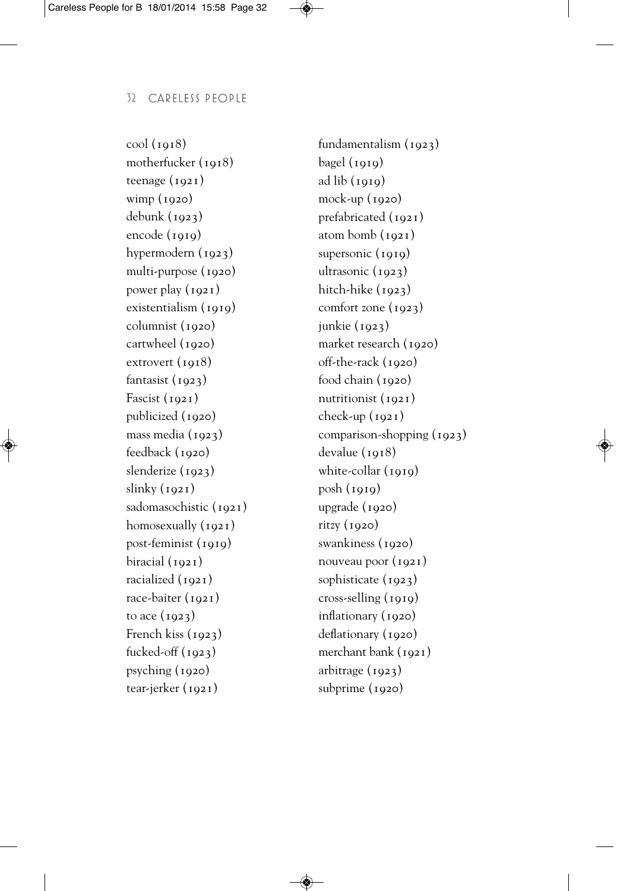cool (1918)
motherfucker (1918)
teenage (1921)
wimp (1920)
debunk (1923)
encode (1919)
hypermodern (1923)
multi-purpose (1920)
power play (1921)
existentialism (1919)
columnist (1920)
cartwheel (1920)
extrovert (1918)
fantasist (1923)
Fascist (1921)
publicized (1920)
mass media (1923)
feedback (1920)
slenderize (1923)
slinky (1921)
sadomasochistic (1921)
homosexually (1921)
post-feminist (1919)
biracial (1921)
racialized (1921)
race-baiter (1921)
to ace (1923)
French kiss (1923)
fucked-off (1923)
psyching (1920)
tear-jerker (1921)
fundamentalism (1923)
bagel (1919)
ad lib (1919)
mock-up (1920)
prefabricated (1921)
atom bomb (1921)
supersonic (1919)
ultrasonic (1923)
hitch-hike (1923)
comfort zone (1923)
junkie (1923)
market research (1920)
off-the-rack (1920)
food chain (1920)
nutritionist (1921)
check-up (1921)
comparison-shopping (1923)
devalue (1918)
white-collar (1919)
posh (1919)
upgrade (1920)
ritzy (1920)
swankiness (1920)
nouveau poor (1921)
sophisticate (1923)
cross-selling (1919)
inflationary (1920)
deflationary (1920)
merchant bank (1921)
arbitrage (1923)
subprime (1920)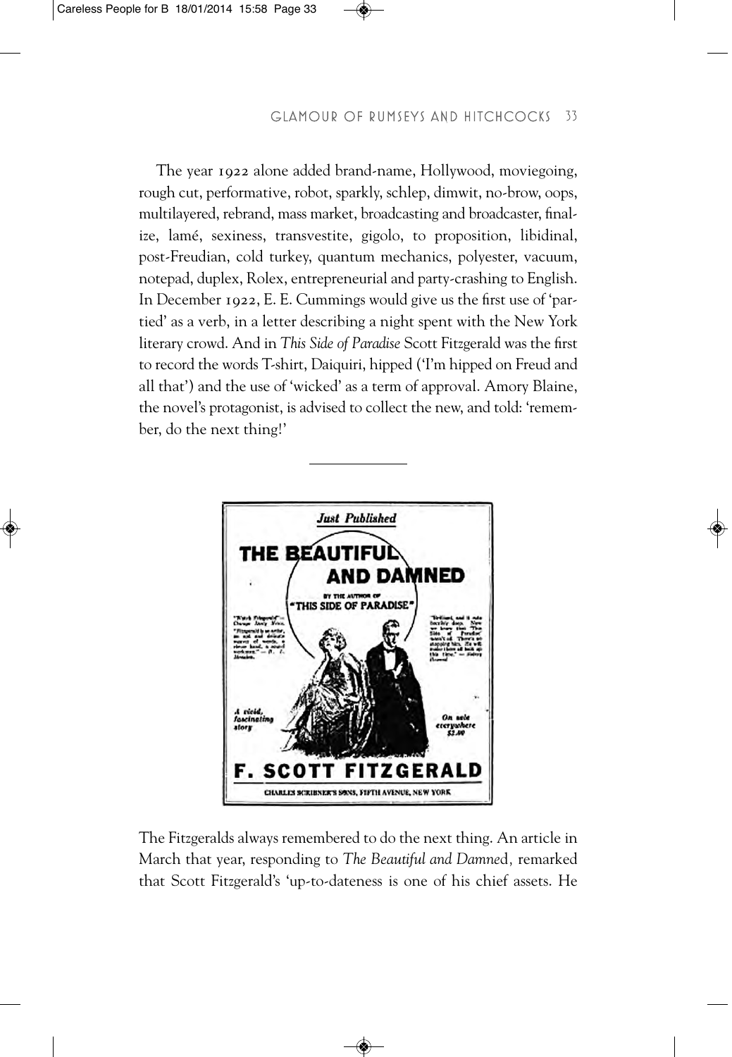The year 1922 alone added brand-name, Hollywood, moviegoing, rough cut, performative, robot, sparkly, schlep, dimwit, no-brow, oops, multilayered, rebrand, mass market, broadcasting and broadcaster, finalize, lamé, sexiness, transvestite, gigolo, to proposition, libidinal, post-Freudian, cold turkey, quantum mechanics, polyester, vacuum, notepad, duplex, Rolex, entrepreneurial and party-crashing to English. In December 1922, E. E. Cummings would give us the first use of 'partied' as a verb, in a letter describing a night spent with the New York literary crowd. And in *This Side of Paradise* Scott Fitzgerald was the first to record the words T-shirt, Daiquiri, hipped ('I'm hipped on Freud and all that') and the use of 'wicked' as a term of approval. Amory Blaine, the novel's protagonist, is advised to collect the new, and told: 'remember, do the next thing!'

---

The Fitzgeralds always remembered to do the next thing. An article in March that year, responding to *The Beautiful and Damned,* remarked that Scott Fitzgerald's 'up-to-dateness is one of his chief assets. He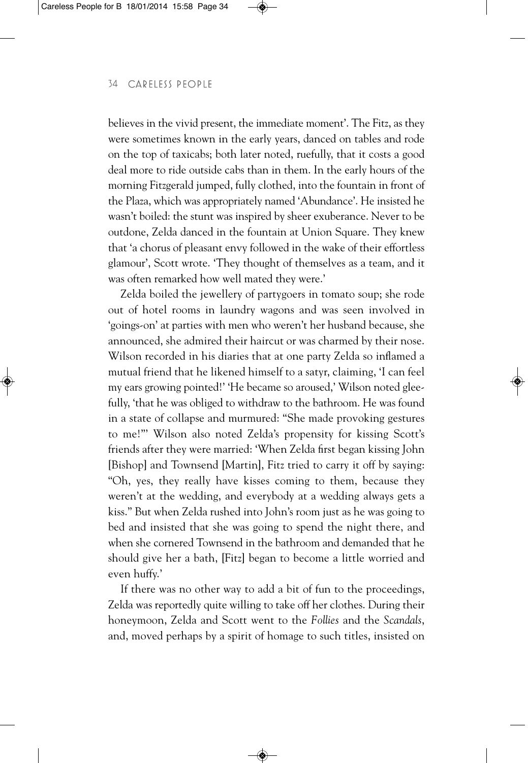believes in the vivid present, the immediate moment'. The Fitz, as they were sometimes known in the early years, danced on tables and rode on the top of taxicabs; both later noted, ruefully, that it costs a good deal more to ride outside cabs than in them. In the early hours of the morning Fitzgerald jumped, fully clothed, into the fountain in front of the Plaza, which was appropriately named 'Abundance'. He insisted he wasn't boiled: the stunt was inspired by sheer exuberance. Never to be outdone, Zelda danced in the fountain at Union Square. They knew that 'a chorus of pleasant envy followed in the wake of their effortless glamour', Scott wrote. 'They thought of themselves as a team, and it was often remarked how well mated they were.'

Zelda boiled the jewellery of partygoers in tomato soup; she rode out of hotel rooms in laundry wagons and was seen involved in 'goings-on' at parties with men who weren't her husband because, she announced, she admired their haircut or was charmed by their nose. Wilson recorded in his diaries that at one party Zelda so inflamed a mutual friend that he likened himself to a satyr, claiming, 'I can feel my ears growing pointed!' 'He became so aroused,' Wilson noted gleefully, 'that he was obliged to withdraw to the bathroom. He was found in a state of collapse and murmured: "She made provoking gestures to me!"' Wilson also noted Zelda's propensity for kissing Scott's friends after they were married: 'When Zelda first began kissing John [Bishop] and Townsend [Martin], Fitz tried to carry it off by saying: "Oh, yes, they really have kisses coming to them, because they weren't at the wedding, and everybody at a wedding always gets a kiss." But when Zelda rushed into John's room just as he was going to bed and insisted that she was going to spend the night there, and when she cornered Townsend in the bathroom and demanded that he should give her a bath, [Fitz] began to become a little worried and even huffy.'

If there was no other way to add a bit of fun to the proceedings, Zelda was reportedly quite willing to take off her clothes. During their honeymoon, Zelda and Scott went to the *Follies* and the *Scandals*, and, moved perhaps by a spirit of homage to such titles, insisted on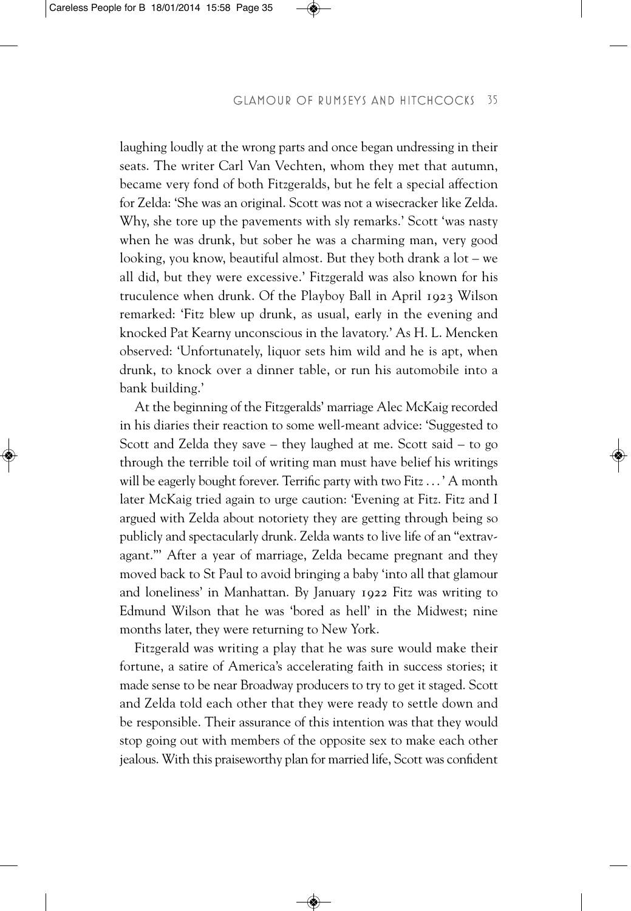laughing loudly at the wrong parts and once began undressing in their seats. The writer Carl Van Vechten, whom they met that autumn, became very fond of both Fitzgeralds, but he felt a special affection for Zelda: 'She was an original. Scott was not a wisecracker like Zelda. Why, she tore up the pavements with sly remarks.' Scott 'was nasty when he was drunk, but sober he was a charming man, very good looking, you know, beautiful almost. But they both drank a lot – we all did, but they were excessive.' Fitzgerald was also known for his truculence when drunk. Of the Playboy Ball in April 1923 Wilson remarked: 'Fitz blew up drunk, as usual, early in the evening and knocked Pat Kearny unconscious in the lavatory.' As H. L. Mencken observed: 'Unfortunately, liquor sets him wild and he is apt, when drunk, to knock over a dinner table, or run his automobile into a bank building.'

At the beginning of the Fitzgeralds' marriage Alec McKaig recorded in his diaries their reaction to some well-meant advice: 'Suggested to Scott and Zelda they save – they laughed at me. Scott said – to go through the terrible toil of writing man must have belief his writings will be eagerly bought forever. Terrific party with two Fitz . . . ' A month later McKaig tried again to urge caution: 'Evening at Fitz. Fitz and I argued with Zelda about notoriety they are getting through being so publicly and spectacularly drunk. Zelda wants to live life of an "extravagant."' After a year of marriage, Zelda became pregnant and they moved back to St Paul to avoid bringing a baby 'into all that glamour and loneliness' in Manhattan. By January 1922 Fitz was writing to Edmund Wilson that he was 'bored as hell' in the Midwest; nine months later, they were returning to New York.

Fitzgerald was writing a play that he was sure would make their fortune, a satire of America's accelerating faith in success stories; it made sense to be near Broadway producers to try to get it staged. Scott and Zelda told each other that they were ready to settle down and be responsible. Their assurance of this intention was that they would stop going out with members of the opposite sex to make each other jealous. With this praiseworthy plan for married life, Scott was confident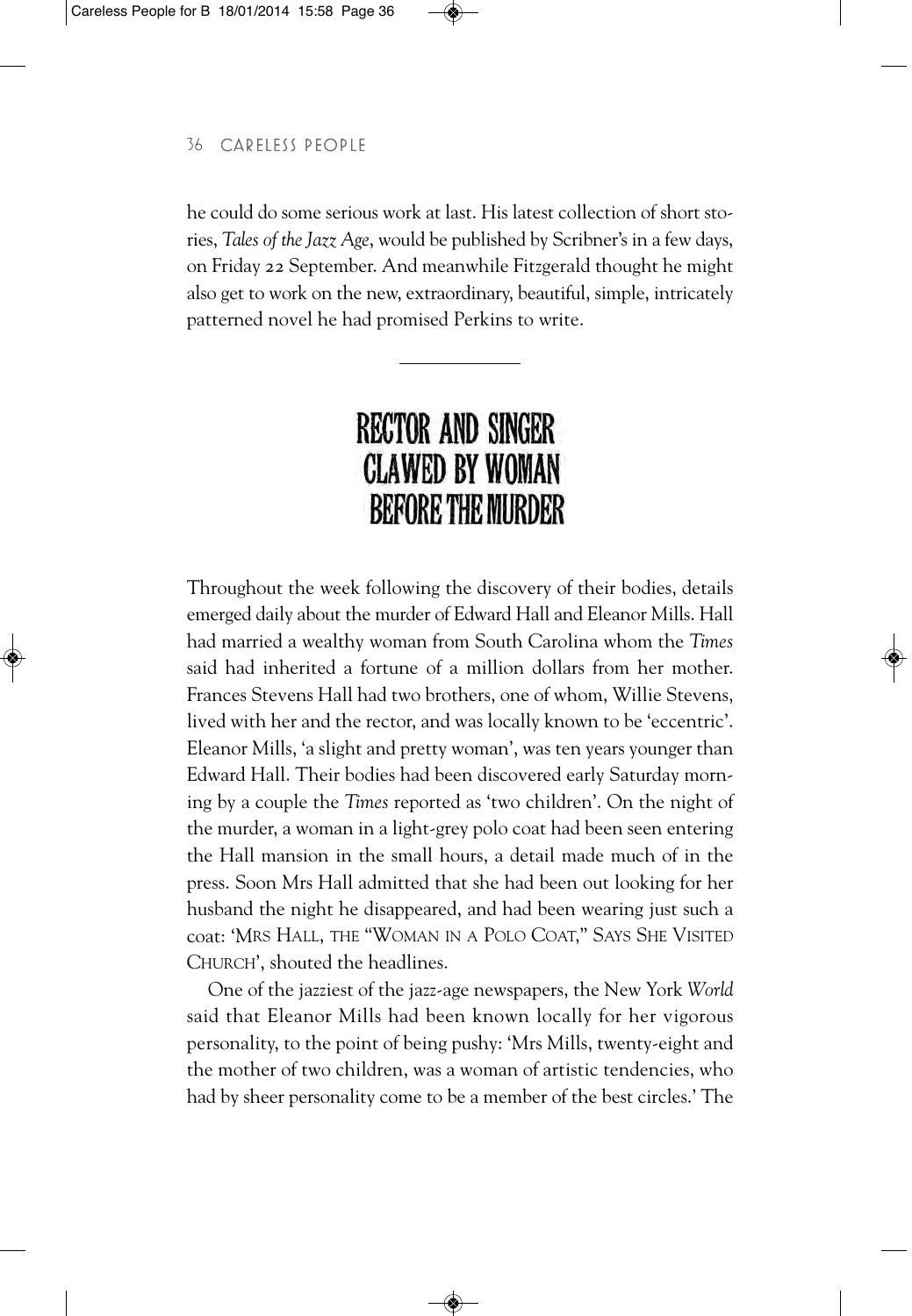he could do some serious work at last. His latest collection of short stories, *Tales of the Jazz Age*, would be published by Scribner's in a few days, on Friday 22 September. And meanwhile Fitzgerald thought he might also get to work on the new, extraordinary, beautiful, simple, intricately patterned novel he had promised Perkins to write.

---

## RECTOR AND SINGER CLAWED BY WOMAN BEFORE THE MURDER

Throughout the week following the discovery of their bodies, details emerged daily about the murder of Edward Hall and Eleanor Mills. Hall had married a wealthy woman from South Carolina whom the *Times* said had inherited a fortune of a million dollars from her mother. Frances Stevens Hall had two brothers, one of whom, Willie Stevens, lived with her and the rector, and was locally known to be 'eccentric'. Eleanor Mills, 'a slight and pretty woman', was ten years younger than Edward Hall. Their bodies had been discovered early Saturday morning by a couple the *Times* reported as 'two children'. On the night of the murder, a woman in a light-grey polo coat had been seen entering the Hall mansion in the small hours, a detail made much of in the press. Soon Mrs Hall admitted that she had been out looking for her husband the night he disappeared, and had been wearing just such a coat: 'MRS HALL, THE "WOMAN IN A POLO COAT," SAYS SHE VISITED CHURCH', shouted the headlines.

One of the jazziest of the jazz-age newspapers, the New York *World* said that Eleanor Mills had been known locally for her vigorous personality, to the point of being pushy: 'Mrs Mills, twenty-eight and the mother of two children, was a woman of artistic tendencies, who had by sheer personality come to be a member of the best circles.' The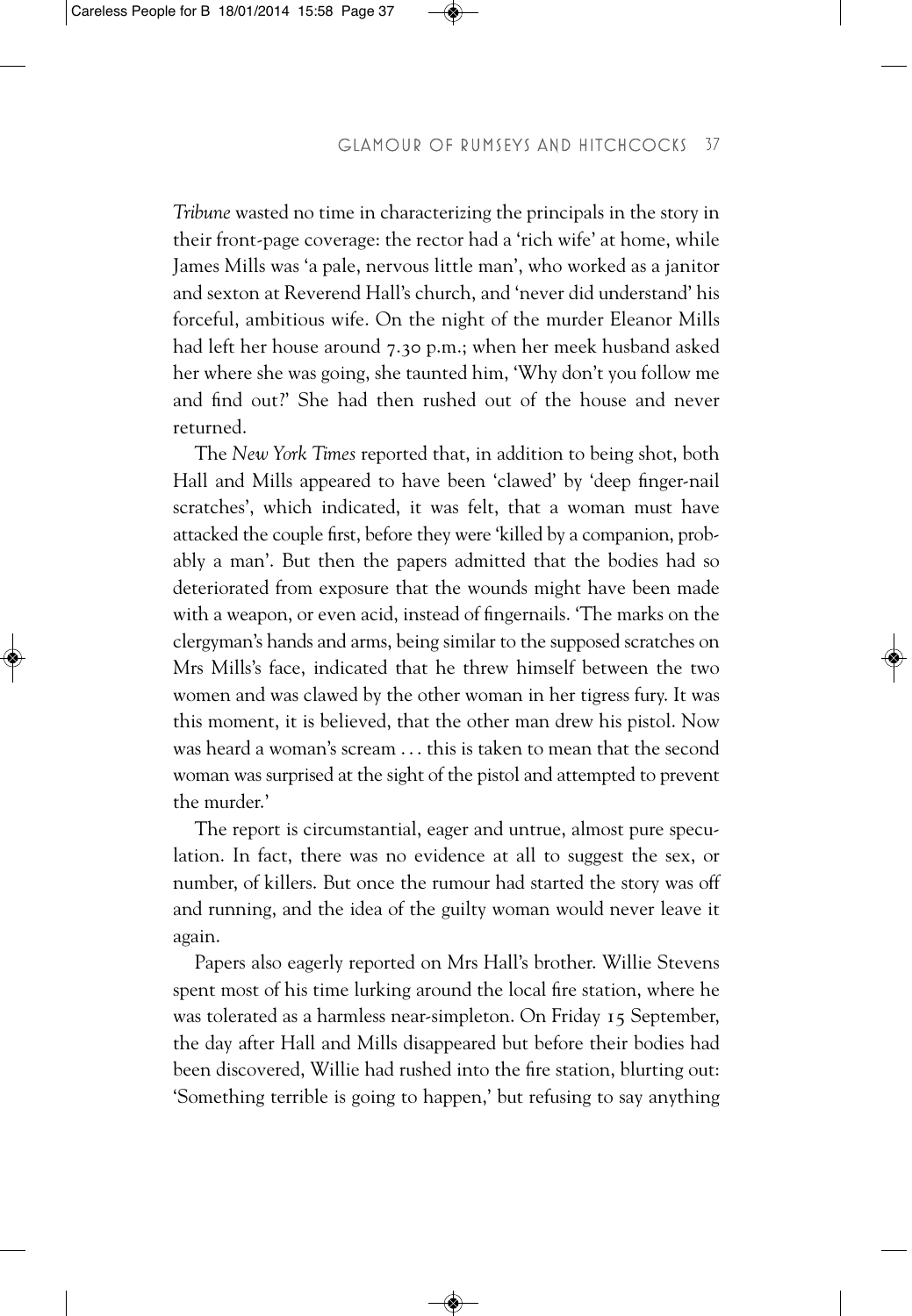*Tribune* wasted no time in characterizing the principals in the story in their front-page coverage: the rector had a 'rich wife' at home, while James Mills was 'a pale, nervous little man', who worked as a janitor and sexton at Reverend Hall's church, and 'never did understand' his forceful, ambitious wife. On the night of the murder Eleanor Mills had left her house around 7.30 p.m.; when her meek husband asked her where she was going, she taunted him, 'Why don't you follow me and find out?' She had then rushed out of the house and never returned.

The *New York Times* reported that, in addition to being shot, both Hall and Mills appeared to have been 'clawed' by 'deep finger-nail scratches', which indicated, it was felt, that a woman must have attacked the couple first, before they were 'killed by a companion, probably a man'. But then the papers admitted that the bodies had so deteriorated from exposure that the wounds might have been made with a weapon, or even acid, instead of fingernails. 'The marks on the clergyman's hands and arms, being similar to the supposed scratches on Mrs Mills's face, indicated that he threw himself between the two women and was clawed by the other woman in her tigress fury. It was this moment, it is believed, that the other man drew his pistol. Now was heard a woman's scream . . . this is taken to mean that the second woman was surprised at the sight of the pistol and attempted to prevent the murder.'

The report is circumstantial, eager and untrue, almost pure speculation. In fact, there was no evidence at all to suggest the sex, or number, of killers. But once the rumour had started the story was off and running, and the idea of the guilty woman would never leave it again.

Papers also eagerly reported on Mrs Hall's brother. Willie Stevens spent most of his time lurking around the local fire station, where he was tolerated as a harmless near-simpleton. On Friday 15 September, the day after Hall and Mills disappeared but before their bodies had been discovered, Willie had rushed into the fire station, blurting out: 'Something terrible is going to happen,' but refusing to say anything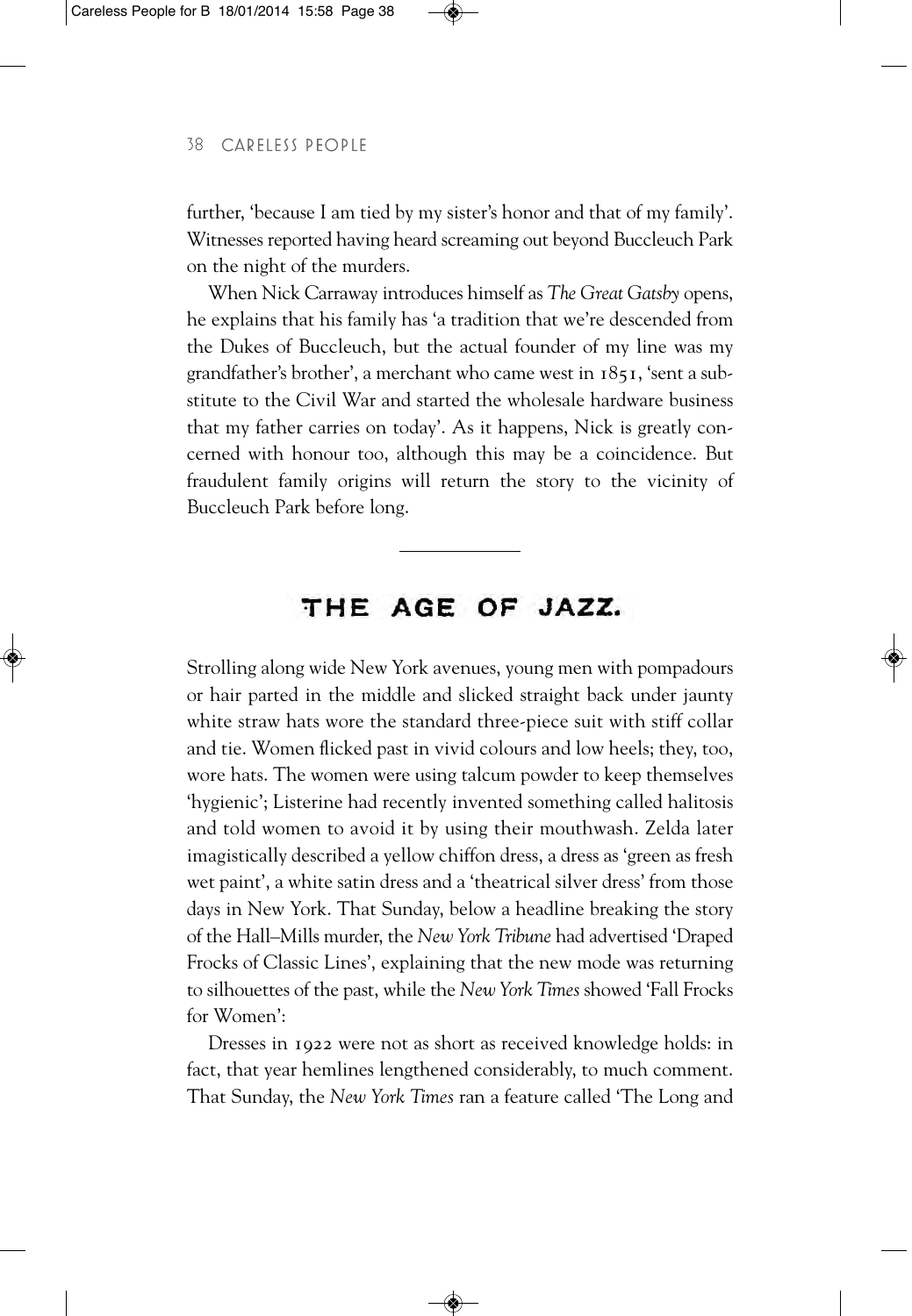further, 'because I am tied by my sister's honor and that of my family'. Witnesses reported having heard screaming out beyond Buccleuch Park on the night of the murders.

When Nick Carraway introduces himself as *The Great Gatsby* opens, he explains that his family has 'a tradition that we're descended from the Dukes of Buccleuch, but the actual founder of my line was my grandfather's brother', a merchant who came west in 1851, 'sent a substitute to the Civil War and started the wholesale hardware business that my father carries on today'. As it happens, Nick is greatly concerned with honour too, although this may be a coincidence. But fraudulent family origins will return the story to the vicinity of Buccleuch Park before long.

---

## THE AGE OF JAZZ.

Strolling along wide New York avenues, young men with pompadours or hair parted in the middle and slicked straight back under jaunty white straw hats wore the standard three-piece suit with stiff collar and tie. Women flicked past in vivid colours and low heels; they, too, wore hats. The women were using talcum powder to keep themselves 'hygienic'; Listerine had recently invented something called halitosis and told women to avoid it by using their mouthwash. Zelda later imagistically described a yellow chiffon dress, a dress as 'green as fresh wet paint', a white satin dress and a 'theatrical silver dress' from those days in New York. That Sunday, below a headline breaking the story of the Hall–Mills murder, the *New York Tribune* had advertised 'Draped Frocks of Classic Lines', explaining that the new mode was returning to silhouettes of the past, while the *New York Times* showed 'Fall Frocks for Women':

Dresses in 1922 were not as short as received knowledge holds: in fact, that year hemlines lengthened considerably, to much comment. That Sunday, the *New York Times* ran a feature called 'The Long and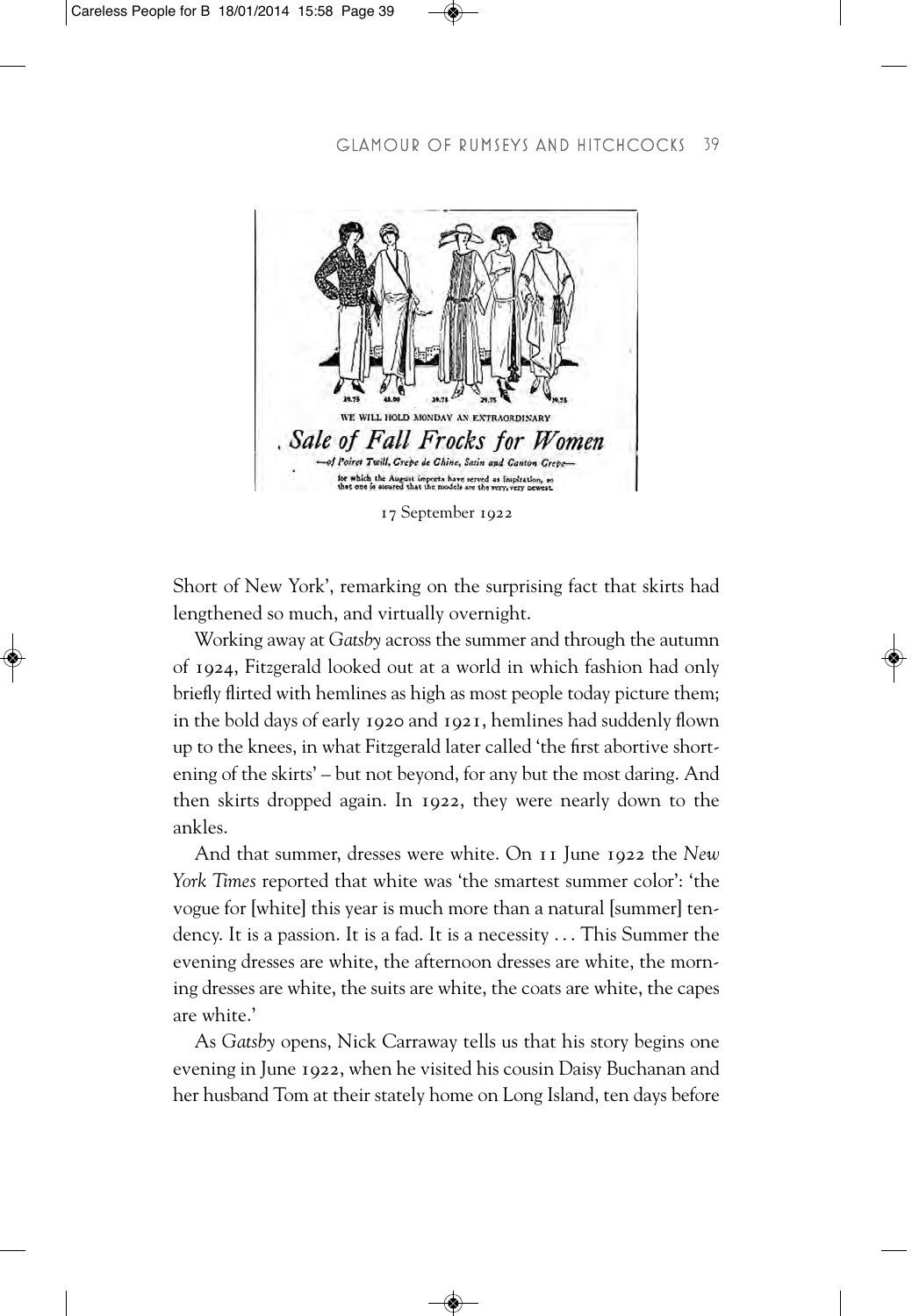17 September 1922

Short of New York', remarking on the surprising fact that skirts had lengthened so much, and virtually overnight.

Working away at *Gatsby* across the summer and through the autumn of 1924, Fitzgerald looked out at a world in which fashion had only briefly flirted with hemlines as high as most people today picture them; in the bold days of early 1920 and 1921, hemlines had suddenly flown up to the knees, in what Fitzgerald later called 'the first abortive shortening of the skirts' – but not beyond, for any but the most daring. And then skirts dropped again. In 1922, they were nearly down to the ankles.

And that summer, dresses were white. On 11 June 1922 the *New York Times* reported that white was 'the smartest summer color': 'the vogue for [white] this year is much more than a natural [summer] tendency. It is a passion. It is a fad. It is a necessity . . . This Summer the evening dresses are white, the afternoon dresses are white, the morning dresses are white, the suits are white, the coats are white, the capes are white.'

As *Gatsby* opens, Nick Carraway tells us that his story begins one evening in June 1922, when he visited his cousin Daisy Buchanan and her husband Tom at their stately home on Long Island, ten days before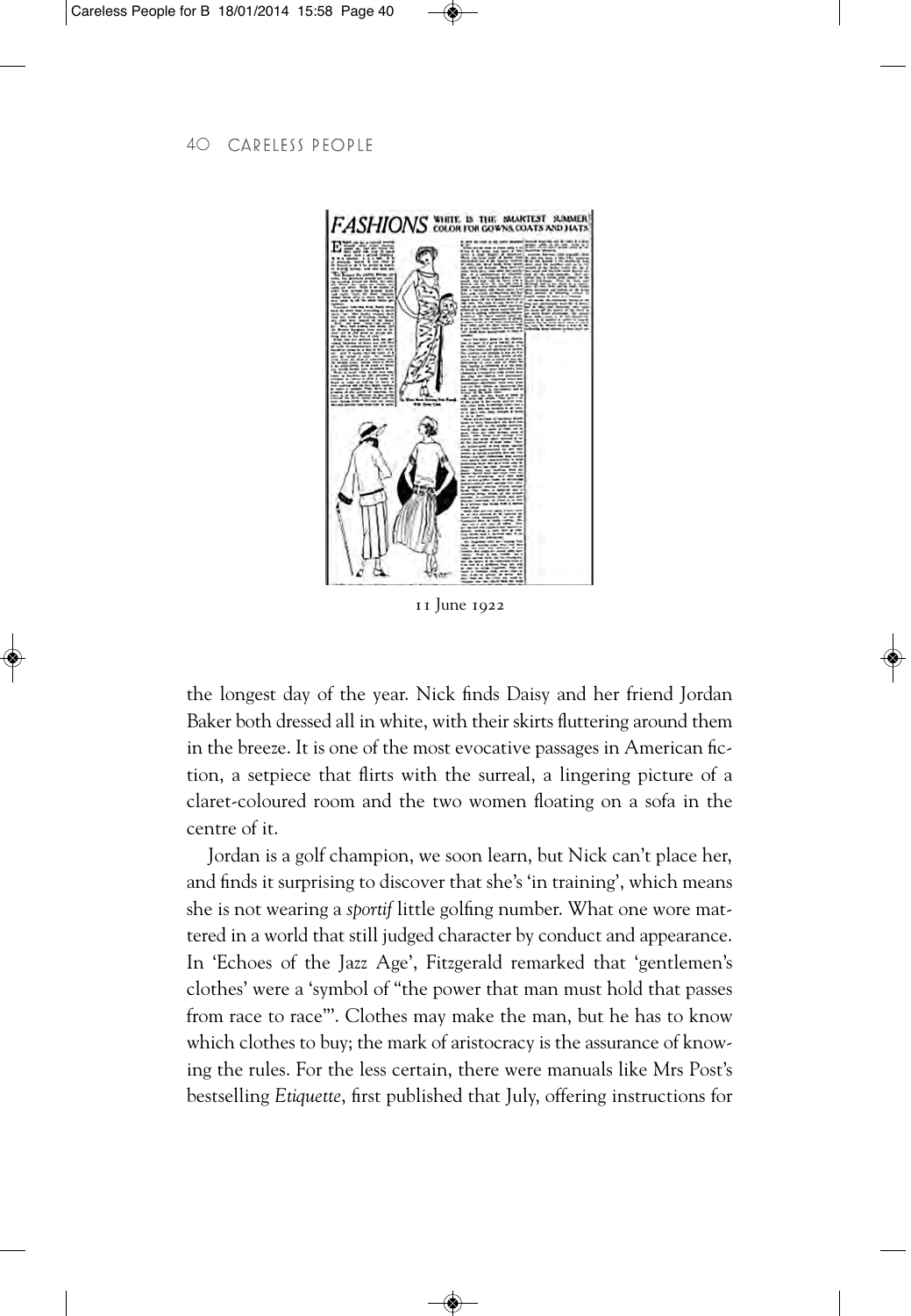11 June 1922

the longest day of the year. Nick finds Daisy and her friend Jordan Baker both dressed all in white, with their skirts fluttering around them in the breeze. It is one of the most evocative passages in American fiction, a setpiece that flirts with the surreal, a lingering picture of a claret-coloured room and the two women floating on a sofa in the centre of it.

Jordan is a golf champion, we soon learn, but Nick can't place her, and finds it surprising to discover that she's 'in training', which means she is not wearing a *sportif* little golfing number. What one wore mattered in a world that still judged character by conduct and appearance. In 'Echoes of the Jazz Age', Fitzgerald remarked that 'gentlemen's clothes' were a 'symbol of "the power that man must hold that passes from race to race"'. Clothes may make the man, but he has to know which clothes to buy; the mark of aristocracy is the assurance of knowing the rules. For the less certain, there were manuals like Mrs Post's bestselling *Etiquette*, first published that July, offering instructions for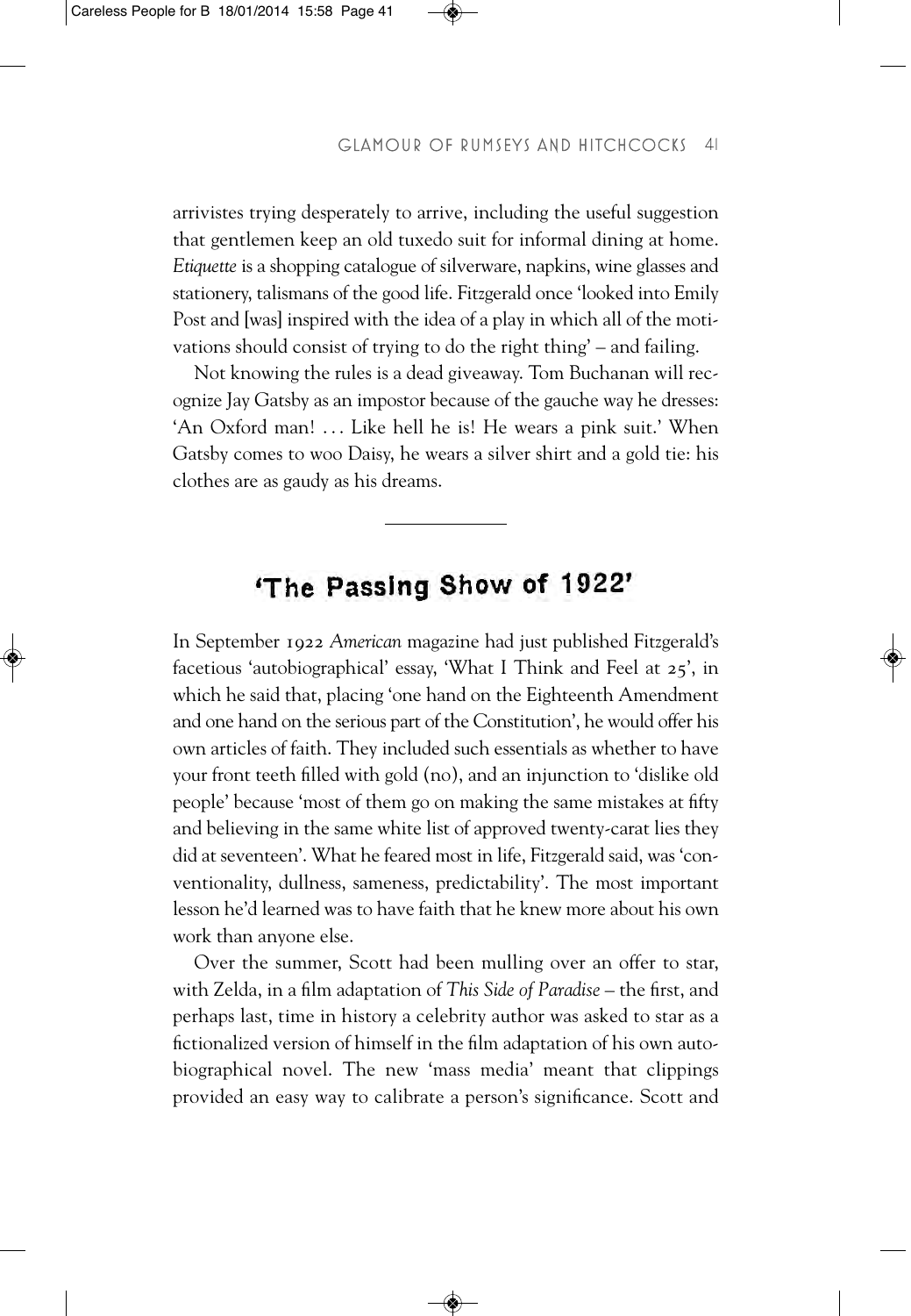arrivistes trying desperately to arrive, including the useful suggestion that gentlemen keep an old tuxedo suit for informal dining at home. *Etiquette* is a shopping catalogue of silverware, napkins, wine glasses and stationery, talismans of the good life. Fitzgerald once 'looked into Emily Post and [was] inspired with the idea of a play in which all of the motivations should consist of trying to do the right thing' – and failing.

Not knowing the rules is a dead giveaway. Tom Buchanan will recognize Jay Gatsby as an impostor because of the gauche way he dresses: 'An Oxford man! . . . Like hell he is! He wears a pink suit.' When Gatsby comes to woo Daisy, he wears a silver shirt and a gold tie: his clothes are as gaudy as his dreams.

---

## 'The Passing Show of 1922'

In September 1922 *American* magazine had just published Fitzgerald's facetious 'autobiographical' essay, 'What I Think and Feel at 25', in which he said that, placing 'one hand on the Eighteenth Amendment and one hand on the serious part of the Constitution', he would offer his own articles of faith. They included such essentials as whether to have your front teeth filled with gold (no), and an injunction to 'dislike old people' because 'most of them go on making the same mistakes at fifty and believing in the same white list of approved twenty-carat lies they did at seventeen'. What he feared most in life, Fitzgerald said, was 'conventionality, dullness, sameness, predictability'. The most important lesson he'd learned was to have faith that he knew more about his own work than anyone else.

Over the summer, Scott had been mulling over an offer to star, with Zelda, in a film adaptation of *This Side of Paradise* – the first, and perhaps last, time in history a celebrity author was asked to star as a fictionalized version of himself in the film adaptation of his own autobiographical novel. The new 'mass media' meant that clippings provided an easy way to calibrate a person's significance. Scott and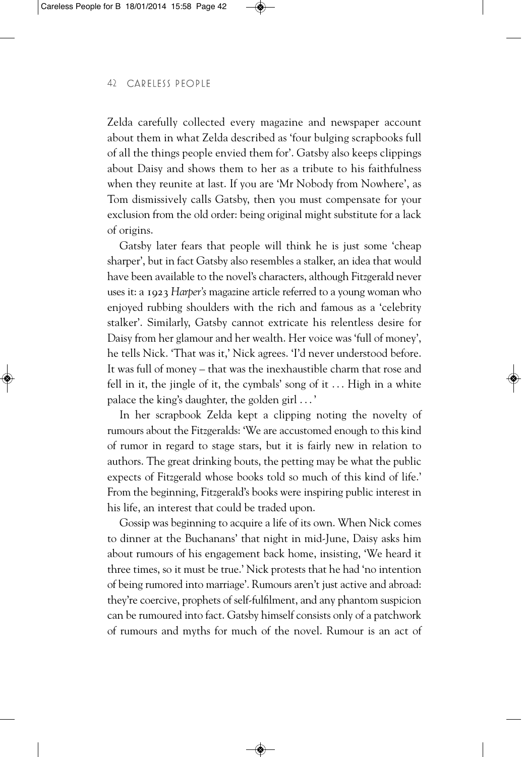Zelda carefully collected every magazine and newspaper account about them in what Zelda described as 'four bulging scrapbooks full of all the things people envied them for'. Gatsby also keeps clippings about Daisy and shows them to her as a tribute to his faithfulness when they reunite at last. If you are 'Mr Nobody from Nowhere', as Tom dismissively calls Gatsby, then you must compensate for your exclusion from the old order: being original might substitute for a lack of origins.

Gatsby later fears that people will think he is just some 'cheap sharper', but in fact Gatsby also resembles a stalker, an idea that would have been available to the novel's characters, although Fitzgerald never uses it: a 1923 *Harper's* magazine article referred to a young woman who enjoyed rubbing shoulders with the rich and famous as a 'celebrity stalker'. Similarly, Gatsby cannot extricate his relentless desire for Daisy from her glamour and her wealth. Her voice was 'full of money', he tells Nick. 'That was it,' Nick agrees. 'I'd never understood before. It was full of money – that was the inexhaustible charm that rose and fell in it, the jingle of it, the cymbals' song of it . . . High in a white palace the king's daughter, the golden girl . . . '

In her scrapbook Zelda kept a clipping noting the novelty of rumours about the Fitzgeralds: 'We are accustomed enough to this kind of rumor in regard to stage stars, but it is fairly new in relation to authors. The great drinking bouts, the petting may be what the public expects of Fitzgerald whose books told so much of this kind of life.' From the beginning, Fitzgerald's books were inspiring public interest in his life, an interest that could be traded upon.

Gossip was beginning to acquire a life of its own. When Nick comes to dinner at the Buchanans' that night in mid-June, Daisy asks him about rumours of his engagement back home, insisting, 'We heard it three times, so it must be true.' Nick protests that he had 'no intention of being rumored into marriage'. Rumours aren't just active and abroad: they're coercive, prophets of self-fulfilment, and any phantom suspicion can be rumoured into fact. Gatsby himself consists only of a patchwork of rumours and myths for much of the novel. Rumour is an act of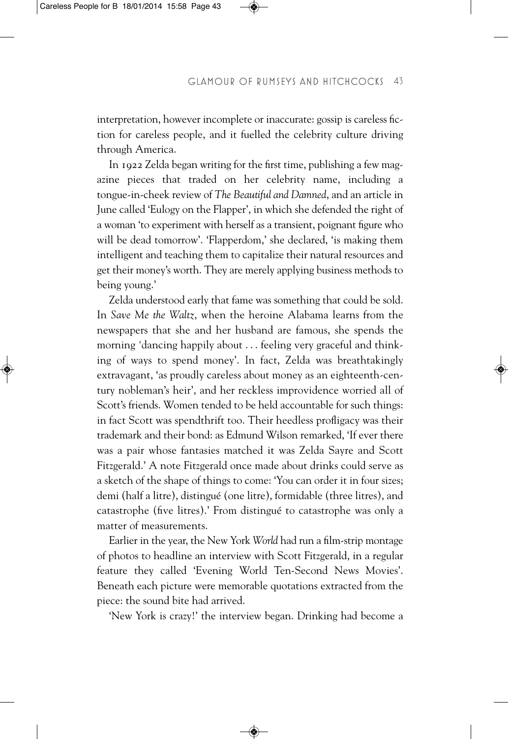interpretation, however incomplete or inaccurate: gossip is careless fiction for careless people, and it fuelled the celebrity culture driving through America.

In 1922 Zelda began writing for the first time, publishing a few magazine pieces that traded on her celebrity name, including a tongue-in-cheek review of *The Beautiful and Damned*, and an article in June called 'Eulogy on the Flapper', in which she defended the right of a woman 'to experiment with herself as a transient, poignant figure who will be dead tomorrow'. 'Flapperdom,' she declared, 'is making them intelligent and teaching them to capitalize their natural resources and get their money's worth. They are merely applying business methods to being young.'

Zelda understood early that fame was something that could be sold. In *Save Me the Waltz*, when the heroine Alabama learns from the newspapers that she and her husband are famous, she spends the morning 'dancing happily about . . . feeling very graceful and thinking of ways to spend money'. In fact, Zelda was breathtakingly extravagant, 'as proudly careless about money as an eighteenth-century nobleman's heir', and her reckless improvidence worried all of Scott's friends. Women tended to be held accountable for such things: in fact Scott was spendthrift too. Their heedless profligacy was their trademark and their bond: as Edmund Wilson remarked, 'If ever there was a pair whose fantasies matched it was Zelda Sayre and Scott Fitzgerald.' A note Fitzgerald once made about drinks could serve as a sketch of the shape of things to come: 'You can order it in four sizes; demi (half a litre), distingué (one litre), formidable (three litres), and catastrophe (five litres).' From distingué to catastrophe was only a matter of measurements.

Earlier in the year, the New York *World* had run a film-strip montage of photos to headline an interview with Scott Fitzgerald, in a regular feature they called 'Evening World Ten-Second News Movies'. Beneath each picture were memorable quotations extracted from the piece: the sound bite had arrived.

'New York is crazy!' the interview began. Drinking had become a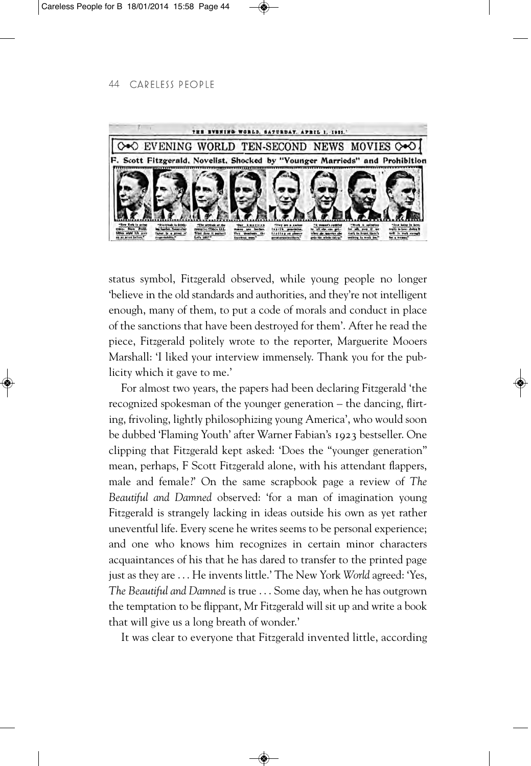status symbol, Fitzgerald observed, while young people no longer 'believe in the old standards and authorities, and they're not intelligent enough, many of them, to put a code of morals and conduct in place of the sanctions that have been destroyed for them'. After he read the piece, Fitzgerald politely wrote to the reporter, Marguerite Mooers Marshall: 'I liked your interview immensely. Thank you for the publicity which it gave to me.'

For almost two years, the papers had been declaring Fitzgerald 'the recognized spokesman of the younger generation – the dancing, flirting, frivoling, lightly philosophizing young America', who would soon be dubbed 'Flaming Youth' after Warner Fabian's 1923 bestseller. One clipping that Fitzgerald kept asked: 'Does the "younger generation" mean, perhaps, F Scott Fitzgerald alone, with his attendant flappers, male and female?' On the same scrapbook page a review of *The Beautiful and Damned* observed: 'for a man of imagination young Fitzgerald is strangely lacking in ideas outside his own as yet rather uneventful life. Every scene he writes seems to be personal experience; and one who knows him recognizes in certain minor characters acquaintances of his that he has dared to transfer to the printed page just as they are . . . He invents little.' The New York *World* agreed: 'Yes, *The Beautiful and Damned* is true . . . Some day, when he has outgrown the temptation to be flippant, Mr Fitzgerald will sit up and write a book that will give us a long breath of wonder.'

It was clear to everyone that Fitzgerald invented little, according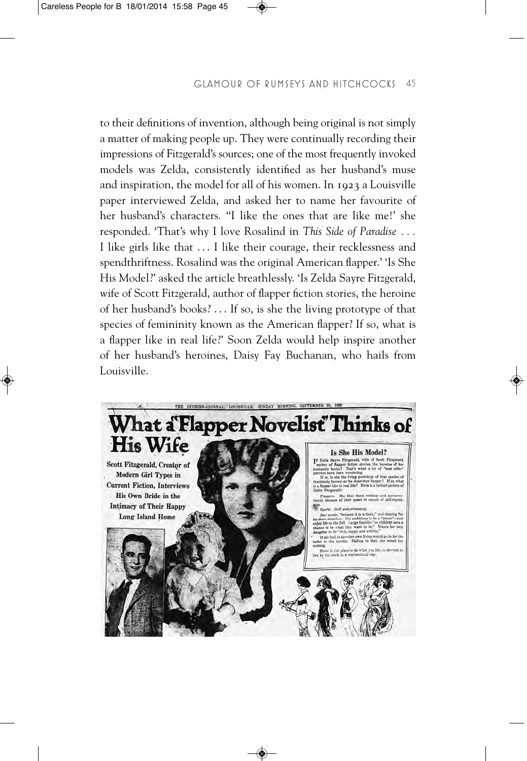to their definitions of invention, although being original is not simply a matter of making people up. They were continually recording their impressions of Fitzgerald's sources; one of the most frequently invoked models was Zelda, consistently identified as her husband's muse and inspiration, the model for all of his women. In 1923 a Louisville paper interviewed Zelda, and asked her to name her favourite of her husband's characters. "I like the ones that are like me!' she responded. 'That's why I love Rosalind in *This Side of Paradise* . . . I like girls like that . . . I like their courage, their recklessness and spendthriftness. Rosalind was the original American flapper.' 'Is She His Model?' asked the article breathlessly. 'Is Zelda Sayre Fitzgerald, wife of Scott Fitzgerald, author of flapper fiction stories, the heroine of her husband's books? . . . If so, is she the living prototype of that species of femininity known as the American flapper? If so, what is a flapper like in real life?' Soon Zelda would help inspire another of her husband's heroines, Daisy Fay Buchanan, who hails from Louisville.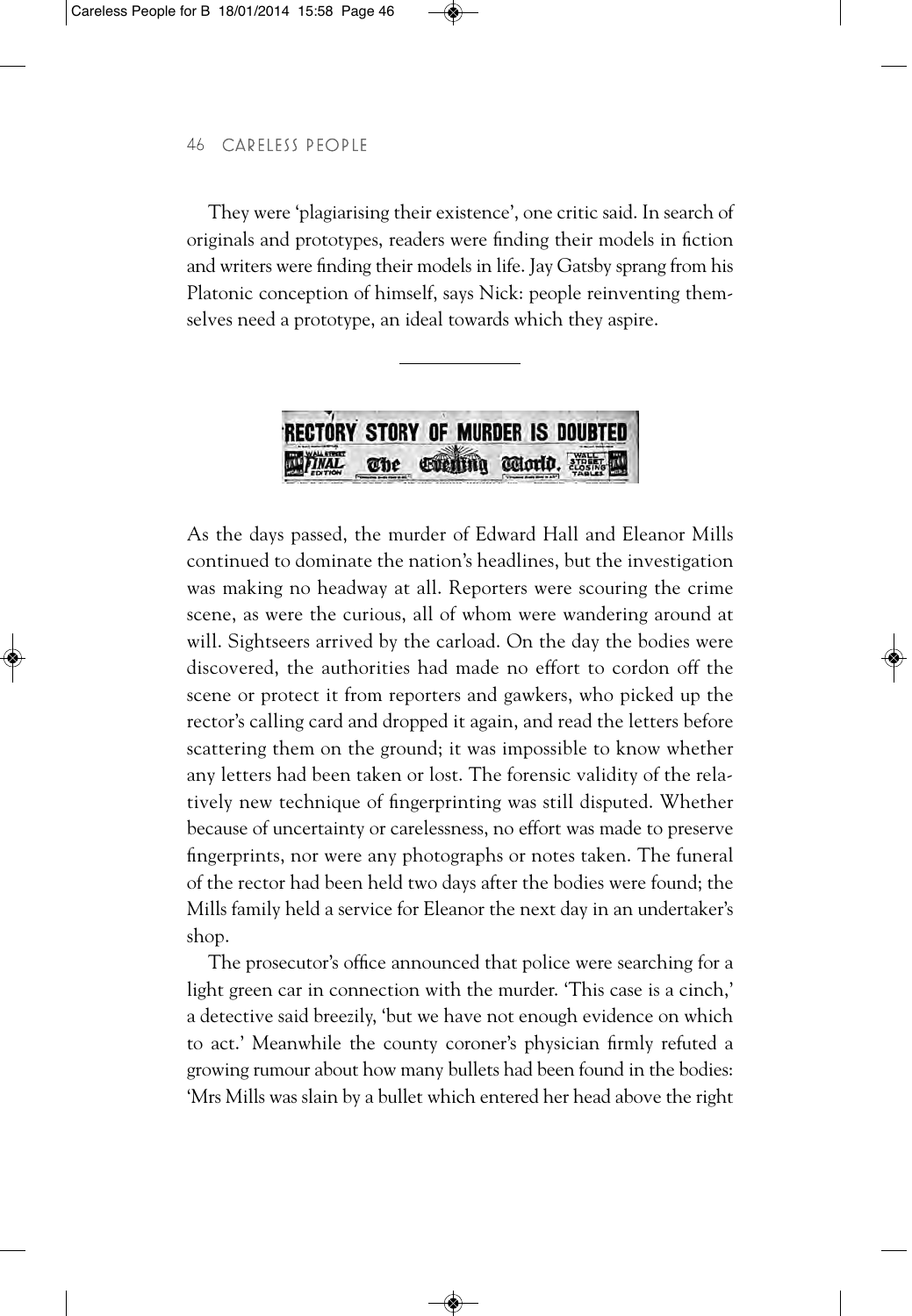They were 'plagiarising their existence', one critic said. In search of originals and prototypes, readers were finding their models in fiction and writers were finding their models in life. Jay Gatsby sprang from his Platonic conception of himself, says Nick: people reinventing themselves need a prototype, an ideal towards which they aspire.

---

RECTORY STORY OF MURDER IS DOUBTED

The Evening World

As the days passed, the murder of Edward Hall and Eleanor Mills continued to dominate the nation's headlines, but the investigation was making no headway at all. Reporters were scouring the crime scene, as were the curious, all of whom were wandering around at will. Sightseers arrived by the carload. On the day the bodies were discovered, the authorities had made no effort to cordon off the scene or protect it from reporters and gawkers, who picked up the rector's calling card and dropped it again, and read the letters before scattering them on the ground; it was impossible to know whether any letters had been taken or lost. The forensic validity of the relatively new technique of fingerprinting was still disputed. Whether because of uncertainty or carelessness, no effort was made to preserve fingerprints, nor were any photographs or notes taken. The funeral of the rector had been held two days after the bodies were found; the Mills family held a service for Eleanor the next day in an undertaker's shop.

The prosecutor's office announced that police were searching for a light green car in connection with the murder. 'This case is a cinch,' a detective said breezily, 'but we have not enough evidence on which to act.' Meanwhile the county coroner's physician firmly refuted a growing rumour about how many bullets had been found in the bodies: 'Mrs Mills was slain by a bullet which entered her head above the right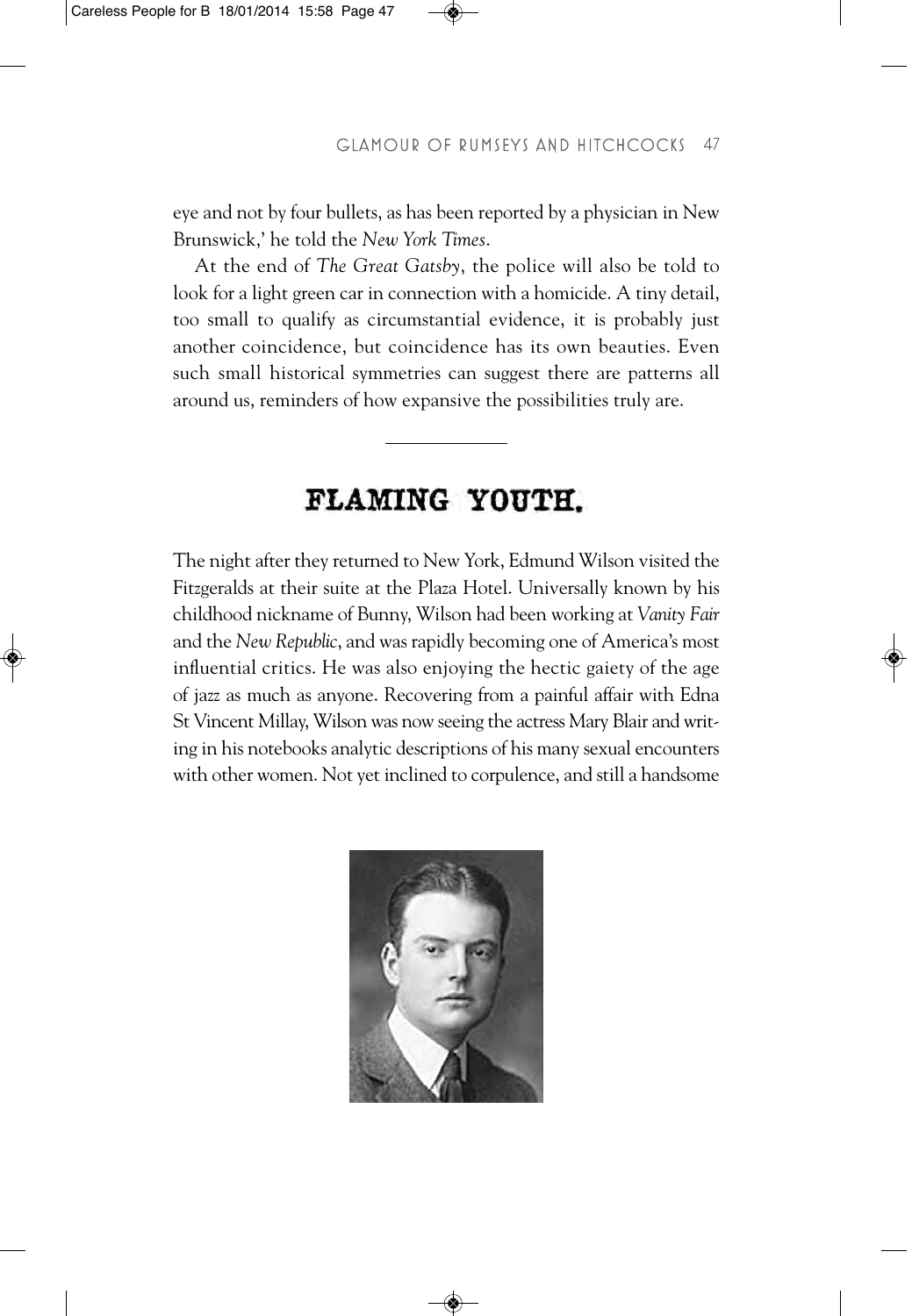eye and not by four bullets, as has been reported by a physician in New Brunswick,' he told the *New York Times*.

At the end of *The Great Gatsby*, the police will also be told to look for a light green car in connection with a homicide. A tiny detail, too small to qualify as circumstantial evidence, it is probably just another coincidence, but coincidence has its own beauties. Even such small historical symmetries can suggest there are patterns all around us, reminders of how expansive the possibilities truly are.

---

## FLAMING YOUTH.

The night after they returned to New York, Edmund Wilson visited the Fitzgeralds at their suite at the Plaza Hotel. Universally known by his childhood nickname of Bunny, Wilson had been working at *Vanity Fair* and the *New Republic*, and was rapidly becoming one of America's most influential critics. He was also enjoying the hectic gaiety of the age of jazz as much as anyone. Recovering from a painful affair with Edna St Vincent Millay, Wilson was now seeing the actress Mary Blair and writing in his notebooks analytic descriptions of his many sexual encounters with other women. Not yet inclined to corpulence, and still a handsome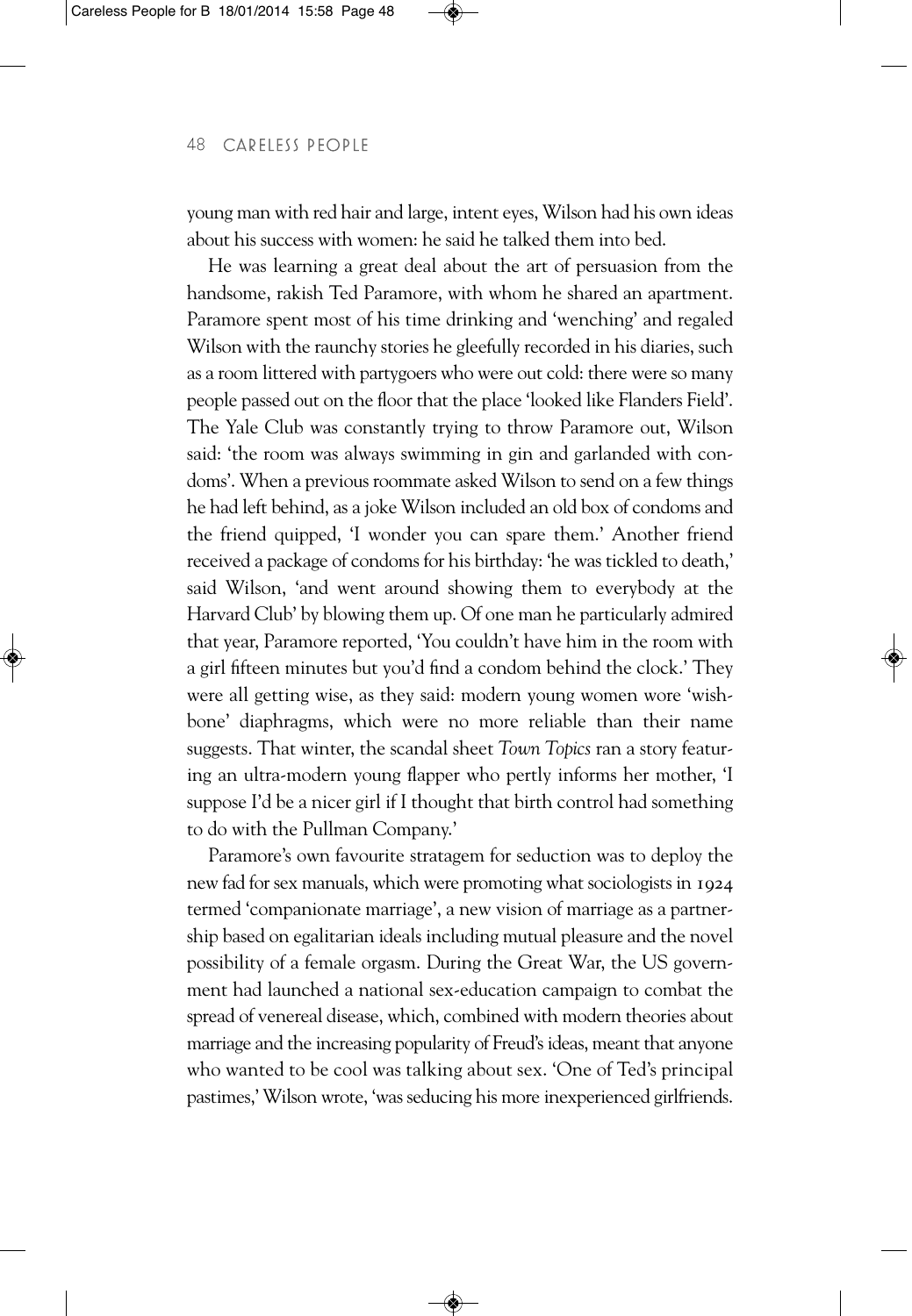young man with red hair and large, intent eyes, Wilson had his own ideas about his success with women: he said he talked them into bed.

He was learning a great deal about the art of persuasion from the handsome, rakish Ted Paramore, with whom he shared an apartment. Paramore spent most of his time drinking and 'wenching' and regaled Wilson with the raunchy stories he gleefully recorded in his diaries, such as a room littered with partygoers who were out cold: there were so many people passed out on the floor that the place 'looked like Flanders Field'. The Yale Club was constantly trying to throw Paramore out, Wilson said: 'the room was always swimming in gin and garlanded with condoms'. When a previous roommate asked Wilson to send on a few things he had left behind, as a joke Wilson included an old box of condoms and the friend quipped, 'I wonder you can spare them.' Another friend received a package of condoms for his birthday: 'he was tickled to death,' said Wilson, 'and went around showing them to everybody at the Harvard Club' by blowing them up. Of one man he particularly admired that year, Paramore reported, 'You couldn't have him in the room with a girl fifteen minutes but you'd find a condom behind the clock.' They were all getting wise, as they said: modern young women wore 'wishbone' diaphragms, which were no more reliable than their name suggests. That winter, the scandal sheet *Town Topics* ran a story featuring an ultra-modern young flapper who pertly informs her mother, 'I suppose I'd be a nicer girl if I thought that birth control had something to do with the Pullman Company.'

Paramore's own favourite stratagem for seduction was to deploy the new fad for sex manuals, which were promoting what sociologists in 1924 termed 'companionate marriage', a new vision of marriage as a partnership based on egalitarian ideals including mutual pleasure and the novel possibility of a female orgasm. During the Great War, the US government had launched a national sex-education campaign to combat the spread of venereal disease, which, combined with modern theories about marriage and the increasing popularity of Freud's ideas, meant that anyone who wanted to be cool was talking about sex. 'One of Ted's principal pastimes,' Wilson wrote, 'was seducing his more inexperienced girlfriends.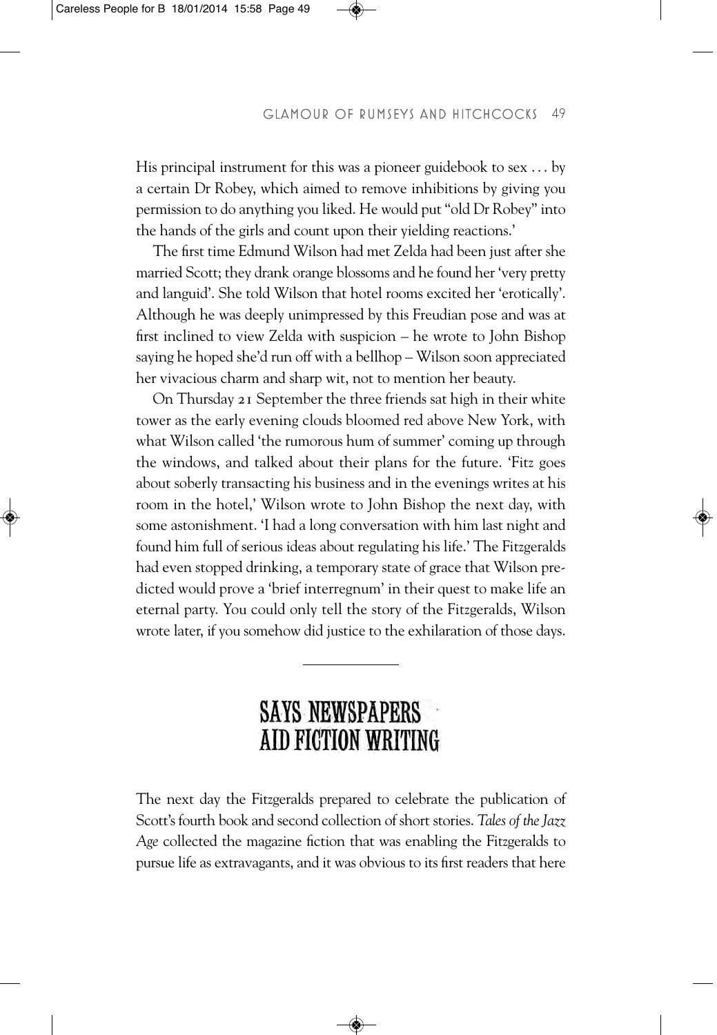His principal instrument for this was a pioneer guidebook to sex … by a certain Dr Robey, which aimed to remove inhibitions by giving you permission to do anything you liked. He would put "old Dr Robey" into the hands of the girls and count upon their yielding reactions.'

The first time Edmund Wilson had met Zelda had been just after she married Scott; they drank orange blossoms and he found her 'very pretty and languid'. She told Wilson that hotel rooms excited her 'erotically'. Although he was deeply unimpressed by this Freudian pose and was at first inclined to view Zelda with suspicion – he wrote to John Bishop saying he hoped she'd run off with a bellhop – Wilson soon appreciated her vivacious charm and sharp wit, not to mention her beauty.

On Thursday 21 September the three friends sat high in their white tower as the early evening clouds bloomed red above New York, with what Wilson called 'the rumorous hum of summer' coming up through the windows, and talked about their plans for the future. 'Fitz goes about soberly transacting his business and in the evenings writes at his room in the hotel,' Wilson wrote to John Bishop the next day, with some astonishment. 'I had a long conversation with him last night and found him full of serious ideas about regulating his life.' The Fitzgeralds had even stopped drinking, a temporary state of grace that Wilson predicted would prove a 'brief interregnum' in their quest to make life an eternal party. You could only tell the story of the Fitzgeralds, Wilson wrote later, if you somehow did justice to the exhilaration of those days.

---

## SAYS NEWSPAPERS AID FICTION WRITING

The next day the Fitzgeralds prepared to celebrate the publication of Scott's fourth book and second collection of short stories. *Tales of the Jazz Age* collected the magazine fiction that was enabling the Fitzgeralds to pursue life as extravagants, and it was obvious to its first readers that here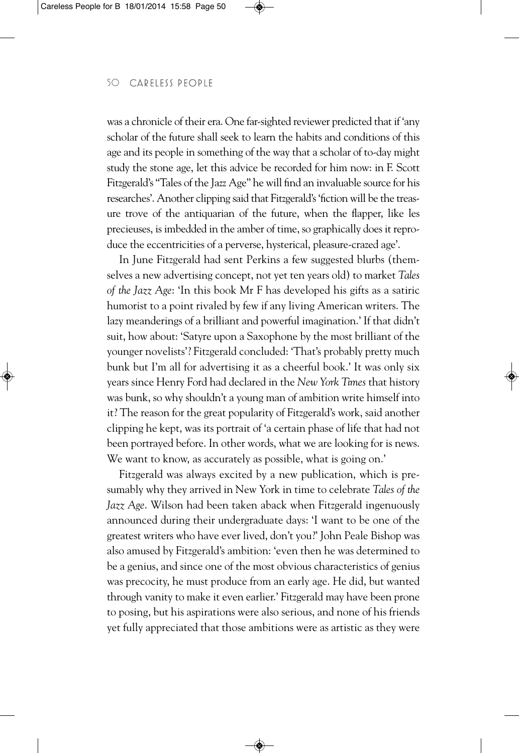was a chronicle of their era. One far-sighted reviewer predicted that if 'any scholar of the future shall seek to learn the habits and conditions of this age and its people in something of the way that a scholar of to-day might study the stone age, let this advice be recorded for him now: in F. Scott Fitzgerald's "Tales of the Jazz Age" he will find an invaluable source for his researches'. Another clipping said that Fitzgerald's 'fiction will be the treasure trove of the antiquarian of the future, when the flapper, like les precieuses, is imbedded in the amber of time, so graphically does it reproduce the eccentricities of a perverse, hysterical, pleasure-crazed age'.

In June Fitzgerald had sent Perkins a few suggested blurbs (themselves a new advertising concept, not yet ten years old) to market *Tales of the Jazz Age*: 'In this book Mr F has developed his gifts as a satiric humorist to a point rivaled by few if any living American writers. The lazy meanderings of a brilliant and powerful imagination.' If that didn't suit, how about: 'Satyre upon a Saxophone by the most brilliant of the younger novelists'? Fitzgerald concluded: 'That's probably pretty much bunk but I'm all for advertising it as a cheerful book.' It was only six years since Henry Ford had declared in the *New York Times* that history was bunk, so why shouldn't a young man of ambition write himself into it? The reason for the great popularity of Fitzgerald's work, said another clipping he kept, was its portrait of 'a certain phase of life that had not been portrayed before. In other words, what we are looking for is news. We want to know, as accurately as possible, what is going on.'

Fitzgerald was always excited by a new publication, which is presumably why they arrived in New York in time to celebrate *Tales of the Jazz Age*. Wilson had been taken aback when Fitzgerald ingenuously announced during their undergraduate days: 'I want to be one of the greatest writers who have ever lived, don't you?' John Peale Bishop was also amused by Fitzgerald's ambition: 'even then he was determined to be a genius, and since one of the most obvious characteristics of genius was precocity, he must produce from an early age. He did, but wanted through vanity to make it even earlier.' Fitzgerald may have been prone to posing, but his aspirations were also serious, and none of his friends yet fully appreciated that those ambitions were as artistic as they were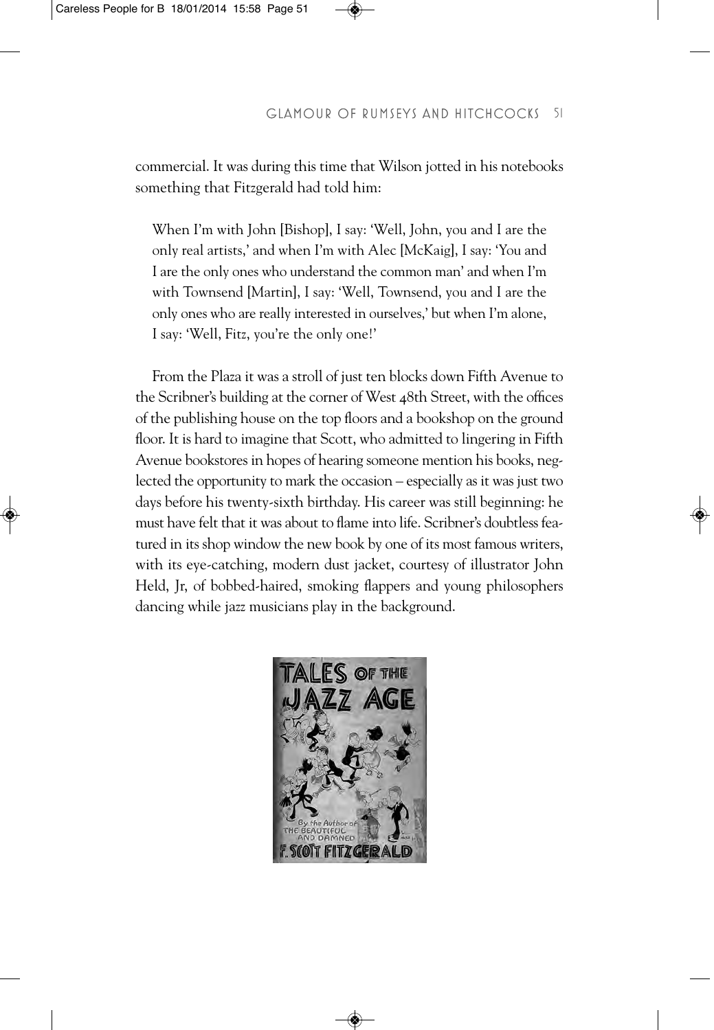commercial. It was during this time that Wilson jotted in his notebooks something that Fitzgerald had told him:

> When I'm with John [Bishop], I say: 'Well, John, you and I are the only real artists,' and when I'm with Alec [McKaig], I say: 'You and I are the only ones who understand the common man' and when I'm with Townsend [Martin], I say: 'Well, Townsend, you and I are the only ones who are really interested in ourselves,' but when I'm alone, I say: 'Well, Fitz, you're the only one!'

From the Plaza it was a stroll of just ten blocks down Fifth Avenue to the Scribner's building at the corner of West 48th Street, with the offices of the publishing house on the top floors and a bookshop on the ground floor. It is hard to imagine that Scott, who admitted to lingering in Fifth Avenue bookstores in hopes of hearing someone mention his books, neglected the opportunity to mark the occasion – especially as it was just two days before his twenty-sixth birthday. His career was still beginning: he must have felt that it was about to flame into life. Scribner's doubtless featured in its shop window the new book by one of its most famous writers, with its eye-catching, modern dust jacket, courtesy of illustrator John Held, Jr, of bobbed-haired, smoking flappers and young philosophers dancing while jazz musicians play in the background.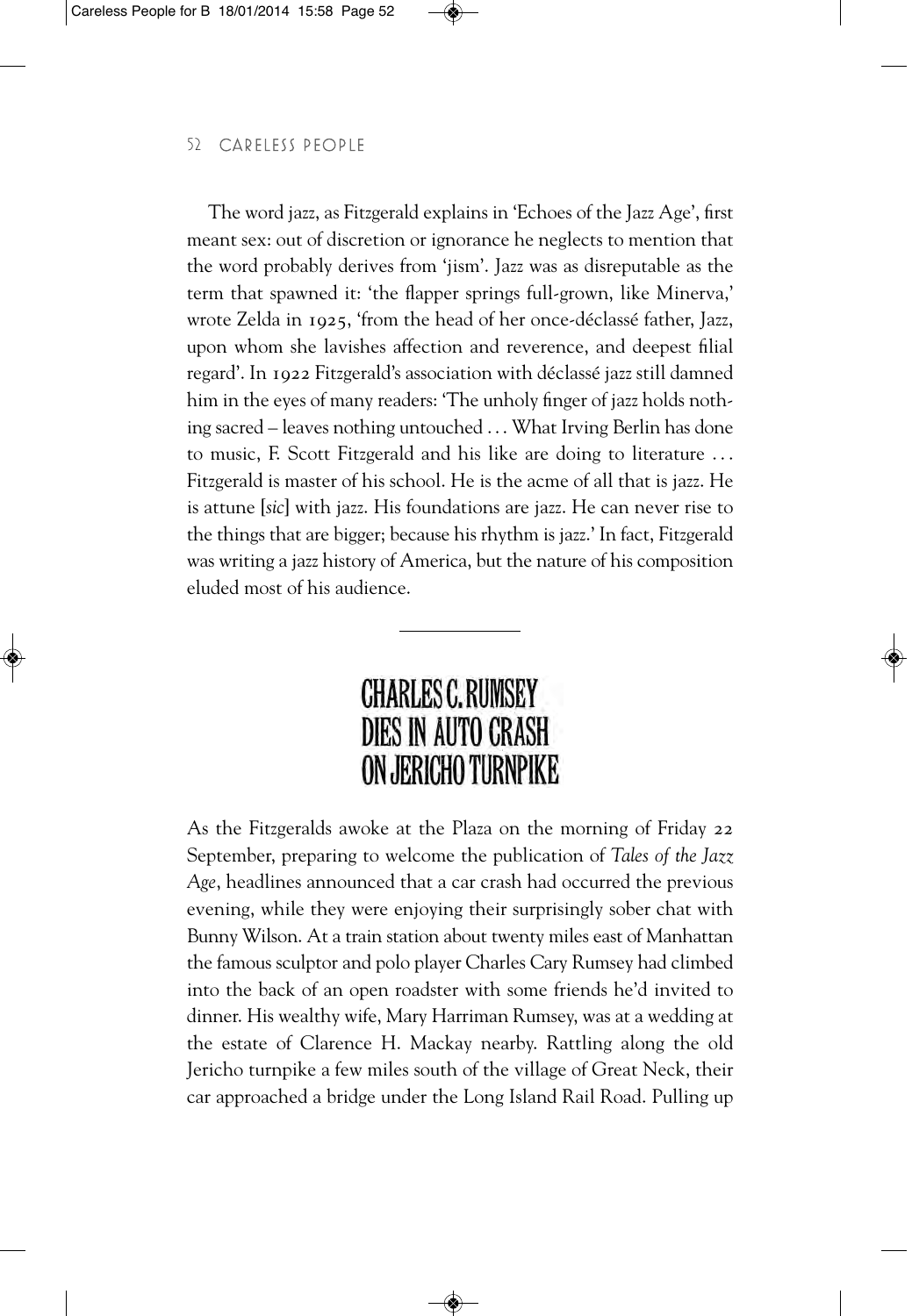The word jazz, as Fitzgerald explains in 'Echoes of the Jazz Age', first meant sex: out of discretion or ignorance he neglects to mention that the word probably derives from 'jism'. Jazz was as disreputable as the term that spawned it: 'the flapper springs full-grown, like Minerva,' wrote Zelda in 1925, 'from the head of her once-déclassé father, Jazz, upon whom she lavishes affection and reverence, and deepest filial regard'. In 1922 Fitzgerald's association with déclassé jazz still damned him in the eyes of many readers: 'The unholy finger of jazz holds nothing sacred – leaves nothing untouched . . . What Irving Berlin has done to music, F. Scott Fitzgerald and his like are doing to literature . . . Fitzgerald is master of his school. He is the acme of all that is jazz. He is attune [*sic*] with jazz. His foundations are jazz. He can never rise to the things that are bigger; because his rhythm is jazz.' In fact, Fitzgerald was writing a jazz history of America, but the nature of his composition eluded most of his audience.

---

**CHARLES C. RUMSEY DIES IN AUTO CRASH ON JERICHO TURNPIKE**

As the Fitzgeralds awoke at the Plaza on the morning of Friday 22 September, preparing to welcome the publication of *Tales of the Jazz Age*, headlines announced that a car crash had occurred the previous evening, while they were enjoying their surprisingly sober chat with Bunny Wilson. At a train station about twenty miles east of Manhattan the famous sculptor and polo player Charles Cary Rumsey had climbed into the back of an open roadster with some friends he'd invited to dinner. His wealthy wife, Mary Harriman Rumsey, was at a wedding at the estate of Clarence H. Mackay nearby. Rattling along the old Jericho turnpike a few miles south of the village of Great Neck, their car approached a bridge under the Long Island Rail Road. Pulling up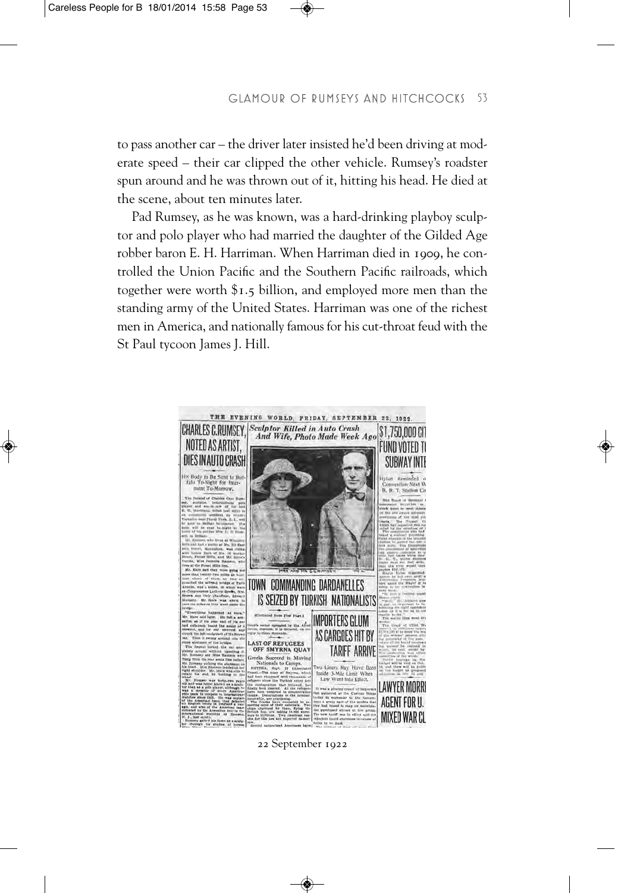to pass another car – the driver later insisted he'd been driving at moderate speed – their car clipped the other vehicle. Rumsey's roadster spun around and he was thrown out of it, hitting his head. He died at the scene, about ten minutes later.

Pad Rumsey, as he was known, was a hard-drinking playboy sculptor and polo player who had married the daughter of the Gilded Age robber baron E. H. Harriman. When Harriman died in 1909, he controlled the Union Pacific and the Southern Pacific railroads, which together were worth $1.5 billion, and employed more men than the standing army of the United States. Harriman was one of the richest men in America, and nationally famous for his cut-throat feud with the St Paul tycoon James J. Hill.

22 September 1922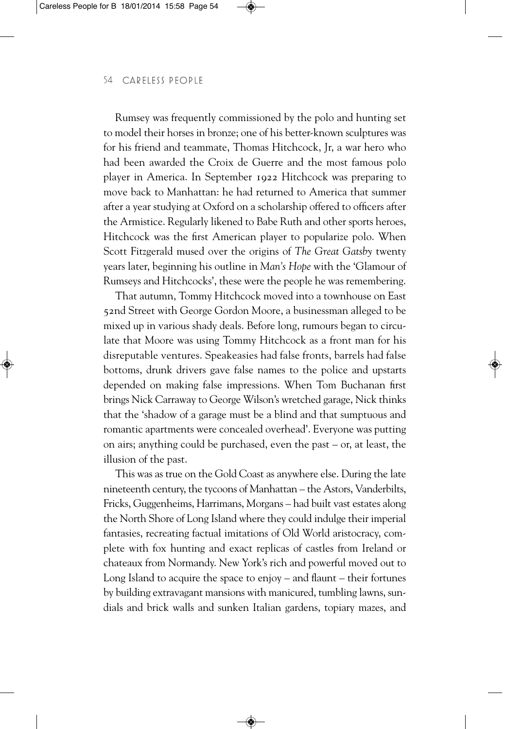Rumsey was frequently commissioned by the polo and hunting set to model their horses in bronze; one of his better-known sculptures was for his friend and teammate, Thomas Hitchcock, Jr, a war hero who had been awarded the Croix de Guerre and the most famous polo player in America. In September 1922 Hitchcock was preparing to move back to Manhattan: he had returned to America that summer after a year studying at Oxford on a scholarship offered to officers after the Armistice. Regularly likened to Babe Ruth and other sports heroes, Hitchcock was the first American player to popularize polo. When Scott Fitzgerald mused over the origins of *The Great Gatsby* twenty years later, beginning his outline in *Man's Hope* with the 'Glamour of Rumseys and Hitchcocks', these were the people he was remembering.

That autumn, Tommy Hitchcock moved into a townhouse on East 52nd Street with George Gordon Moore, a businessman alleged to be mixed up in various shady deals. Before long, rumours began to circulate that Moore was using Tommy Hitchcock as a front man for his disreputable ventures. Speakeasies had false fronts, barrels had false bottoms, drunk drivers gave false names to the police and upstarts depended on making false impressions. When Tom Buchanan first brings Nick Carraway to George Wilson's wretched garage, Nick thinks that the 'shadow of a garage must be a blind and that sumptuous and romantic apartments were concealed overhead'. Everyone was putting on airs; anything could be purchased, even the past – or, at least, the illusion of the past.

This was as true on the Gold Coast as anywhere else. During the late nineteenth century, the tycoons of Manhattan – the Astors, Vanderbilts, Fricks, Guggenheims, Harrimans, Morgans – had built vast estates along the North Shore of Long Island where they could indulge their imperial fantasies, recreating factual imitations of Old World aristocracy, complete with fox hunting and exact replicas of castles from Ireland or chateaux from Normandy. New York's rich and powerful moved out to Long Island to acquire the space to enjoy – and flaunt – their fortunes by building extravagant mansions with manicured, tumbling lawns, sundials and brick walls and sunken Italian gardens, topiary mazes, and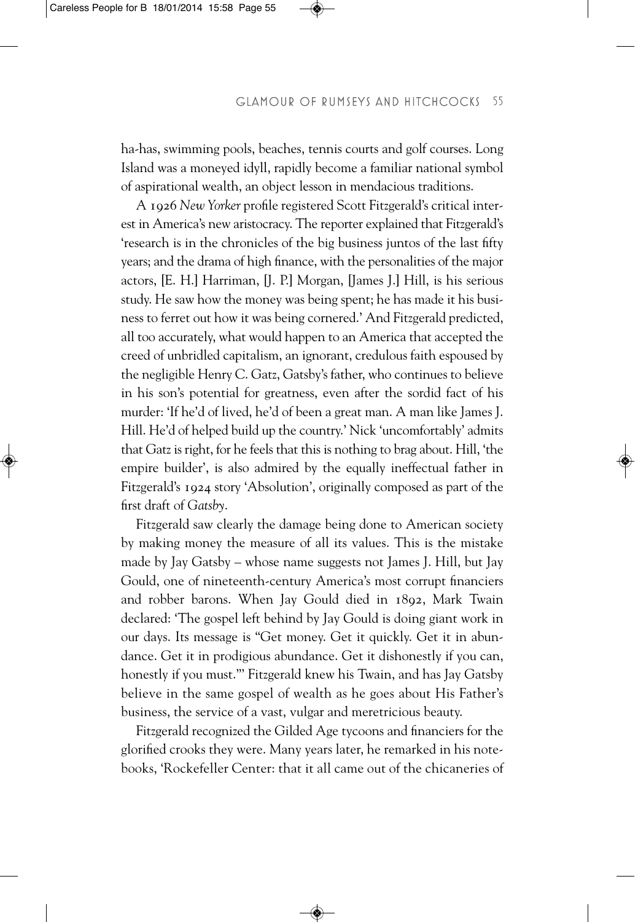ha-has, swimming pools, beaches, tennis courts and golf courses. Long Island was a moneyed idyll, rapidly become a familiar national symbol of aspirational wealth, an object lesson in mendacious traditions.

A 1926 *New Yorker* profile registered Scott Fitzgerald's critical interest in America's new aristocracy. The reporter explained that Fitzgerald's 'research is in the chronicles of the big business juntos of the last fifty years; and the drama of high finance, with the personalities of the major actors, [E. H.] Harriman, [J. P.] Morgan, [James J.] Hill, is his serious study. He saw how the money was being spent; he has made it his business to ferret out how it was being cornered.' And Fitzgerald predicted, all too accurately, what would happen to an America that accepted the creed of unbridled capitalism, an ignorant, credulous faith espoused by the negligible Henry C. Gatz, Gatsby's father, who continues to believe in his son's potential for greatness, even after the sordid fact of his murder: 'If he'd of lived, he'd of been a great man. A man like James J. Hill. He'd of helped build up the country.' Nick 'uncomfortably' admits that Gatz is right, for he feels that this is nothing to brag about. Hill, 'the empire builder', is also admired by the equally ineffectual father in Fitzgerald's 1924 story 'Absolution', originally composed as part of the first draft of *Gatsby*.

Fitzgerald saw clearly the damage being done to American society by making money the measure of all its values. This is the mistake made by Jay Gatsby – whose name suggests not James J. Hill, but Jay Gould, one of nineteenth-century America's most corrupt financiers and robber barons. When Jay Gould died in 1892, Mark Twain declared: 'The gospel left behind by Jay Gould is doing giant work in our days. Its message is "Get money. Get it quickly. Get it in abundance. Get it in prodigious abundance. Get it dishonestly if you can, honestly if you must."' Fitzgerald knew his Twain, and has Jay Gatsby believe in the same gospel of wealth as he goes about His Father's business, the service of a vast, vulgar and meretricious beauty.

Fitzgerald recognized the Gilded Age tycoons and financiers for the glorified crooks they were. Many years later, he remarked in his notebooks, 'Rockefeller Center: that it all came out of the chicaneries of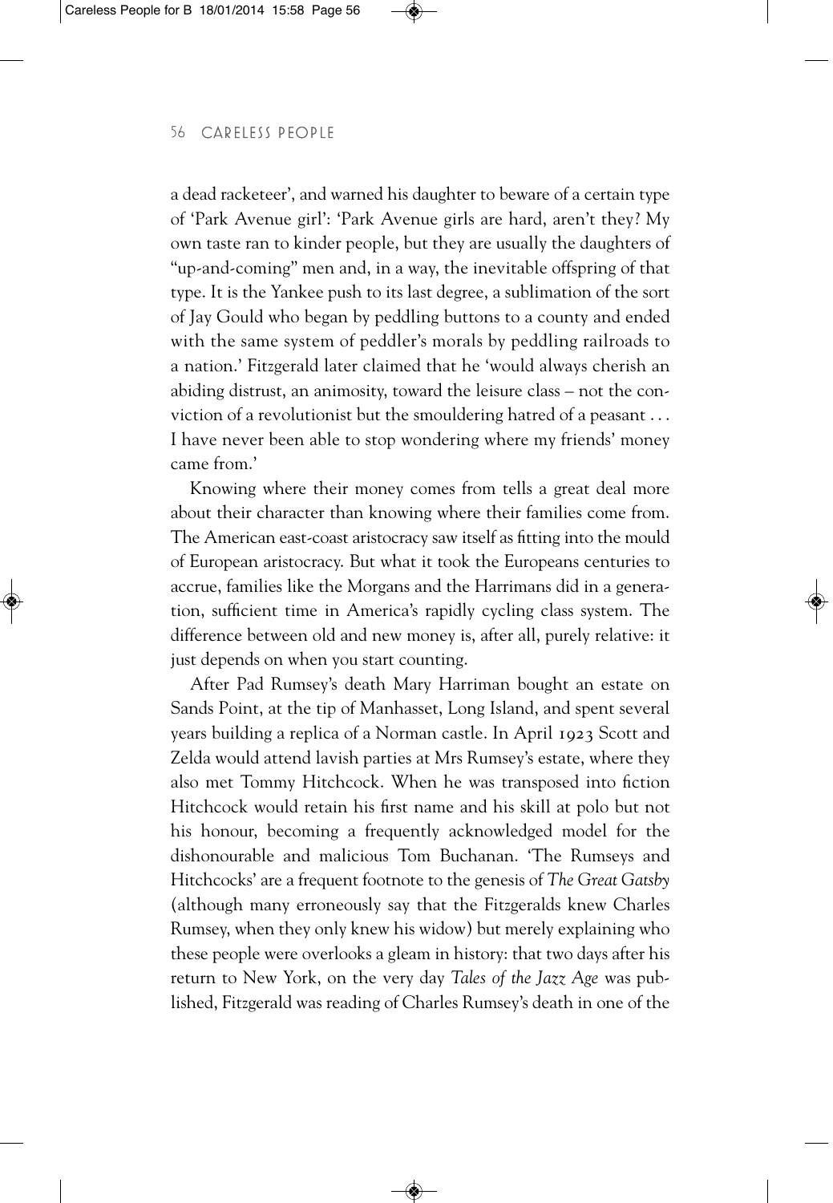a dead racketeer', and warned his daughter to beware of a certain type of 'Park Avenue girl': 'Park Avenue girls are hard, aren't they? My own taste ran to kinder people, but they are usually the daughters of "up-and-coming" men and, in a way, the inevitable offspring of that type. It is the Yankee push to its last degree, a sublimation of the sort of Jay Gould who began by peddling buttons to a county and ended with the same system of peddler's morals by peddling railroads to a nation.' Fitzgerald later claimed that he 'would always cherish an abiding distrust, an animosity, toward the leisure class – not the conviction of a revolutionist but the smouldering hatred of a peasant . . . I have never been able to stop wondering where my friends' money came from.'

Knowing where their money comes from tells a great deal more about their character than knowing where their families come from. The American east-coast aristocracy saw itself as fitting into the mould of European aristocracy. But what it took the Europeans centuries to accrue, families like the Morgans and the Harrimans did in a generation, sufficient time in America's rapidly cycling class system. The difference between old and new money is, after all, purely relative: it just depends on when you start counting.

After Pad Rumsey's death Mary Harriman bought an estate on Sands Point, at the tip of Manhasset, Long Island, and spent several years building a replica of a Norman castle. In April 1923 Scott and Zelda would attend lavish parties at Mrs Rumsey's estate, where they also met Tommy Hitchcock. When he was transposed into fiction Hitchcock would retain his first name and his skill at polo but not his honour, becoming a frequently acknowledged model for the dishonourable and malicious Tom Buchanan. 'The Rumseys and Hitchcocks' are a frequent footnote to the genesis of *The Great Gatsby* (although many erroneously say that the Fitzgeralds knew Charles Rumsey, when they only knew his widow) but merely explaining who these people were overlooks a gleam in history: that two days after his return to New York, on the very day *Tales of the Jazz Age* was published, Fitzgerald was reading of Charles Rumsey's death in one of the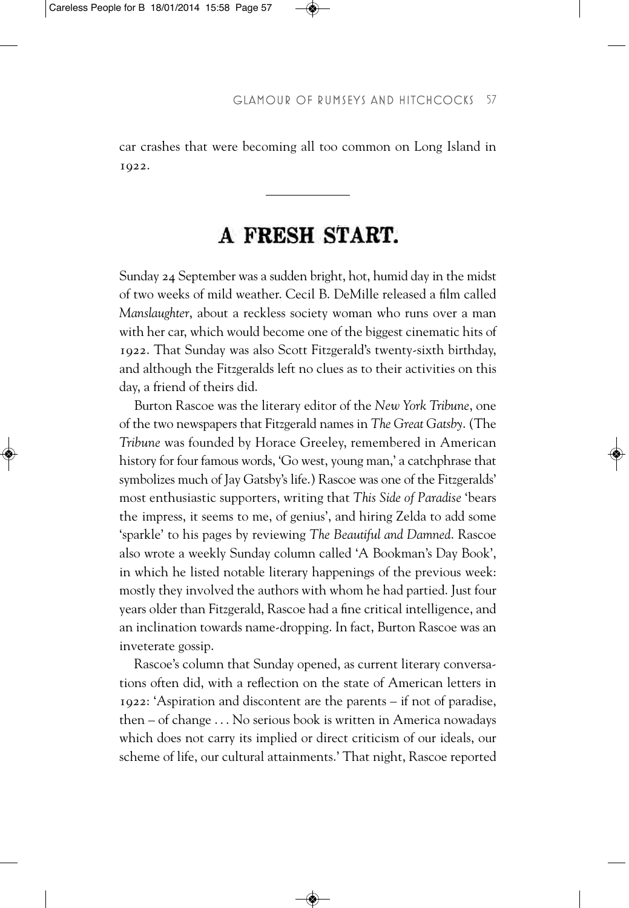car crashes that were becoming all too common on Long Island in 1922.

---

## A FRESH START.

Sunday 24 September was a sudden bright, hot, humid day in the midst of two weeks of mild weather. Cecil B. DeMille released a film called *Manslaughter*, about a reckless society woman who runs over a man with her car, which would become one of the biggest cinematic hits of 1922. That Sunday was also Scott Fitzgerald's twenty-sixth birthday, and although the Fitzgeralds left no clues as to their activities on this day, a friend of theirs did.

Burton Rascoe was the literary editor of the *New York Tribune*, one of the two newspapers that Fitzgerald names in *The Great Gatsby*. (The *Tribune* was founded by Horace Greeley, remembered in American history for four famous words, 'Go west, young man,' a catchphrase that symbolizes much of Jay Gatsby's life.) Rascoe was one of the Fitzgeralds' most enthusiastic supporters, writing that *This Side of Paradise* 'bears the impress, it seems to me, of genius', and hiring Zelda to add some 'sparkle' to his pages by reviewing *The Beautiful and Damned*. Rascoe also wrote a weekly Sunday column called 'A Bookman's Day Book', in which he listed notable literary happenings of the previous week: mostly they involved the authors with whom he had partied. Just four years older than Fitzgerald, Rascoe had a fine critical intelligence, and an inclination towards name-dropping. In fact, Burton Rascoe was an inveterate gossip.

Rascoe's column that Sunday opened, as current literary conversations often did, with a reflection on the state of American letters in 1922: 'Aspiration and discontent are the parents – if not of paradise, then – of change . . . No serious book is written in America nowadays which does not carry its implied or direct criticism of our ideals, our scheme of life, our cultural attainments.' That night, Rascoe reported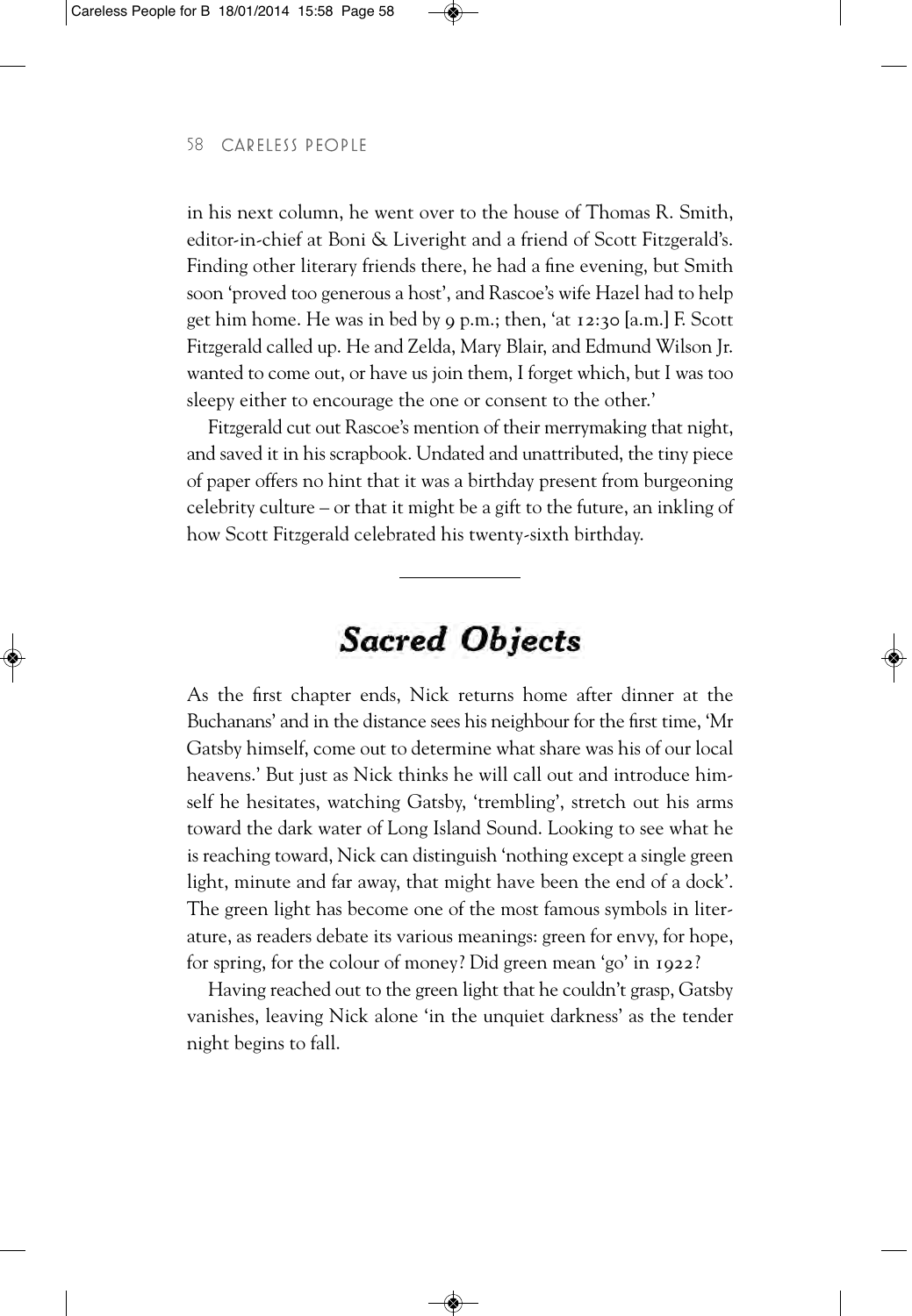in his next column, he went over to the house of Thomas R. Smith, editor-in-chief at Boni & Liveright and a friend of Scott Fitzgerald's. Finding other literary friends there, he had a fine evening, but Smith soon 'proved too generous a host', and Rascoe's wife Hazel had to help get him home. He was in bed by 9 p.m.; then, 'at 12:30 [a.m.] F. Scott Fitzgerald called up. He and Zelda, Mary Blair, and Edmund Wilson Jr. wanted to come out, or have us join them, I forget which, but I was too sleepy either to encourage the one or consent to the other.'

Fitzgerald cut out Rascoe's mention of their merrymaking that night, and saved it in his scrapbook. Undated and unattributed, the tiny piece of paper offers no hint that it was a birthday present from burgeoning celebrity culture – or that it might be a gift to the future, an inkling of how Scott Fitzgerald celebrated his twenty-sixth birthday.

---

## *Sacred Objects*

As the first chapter ends, Nick returns home after dinner at the Buchanans' and in the distance sees his neighbour for the first time, 'Mr Gatsby himself, come out to determine what share was his of our local heavens.' But just as Nick thinks he will call out and introduce himself he hesitates, watching Gatsby, 'trembling', stretch out his arms toward the dark water of Long Island Sound. Looking to see what he is reaching toward, Nick can distinguish 'nothing except a single green light, minute and far away, that might have been the end of a dock'. The green light has become one of the most famous symbols in literature, as readers debate its various meanings: green for envy, for hope, for spring, for the colour of money? Did green mean 'go' in 1922?

Having reached out to the green light that he couldn't grasp, Gatsby vanishes, leaving Nick alone 'in the unquiet darkness' as the tender night begins to fall.